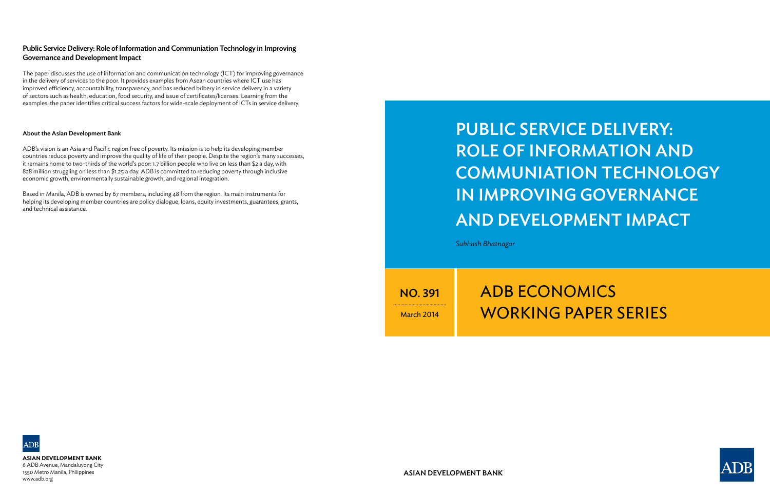# PUBLIC SERVICE DELIVERY: ROLE OF INFORMATION AND COMMUNIATION TECHNOLOGY IN IMPROVING GOVERNANCE AND DEVELOPMENT IMPACT

*Subhash Bhatnagar*

**NO. 391**

March 2014

## ADB ECONOMICS WORKING PAPER SERIES

**ASIAN DEVELOPMENT BANK**

---

**Public Service Delivery: Role of Information and Communiation Technology in Improving Governance and Development Impact**

The paper discusses the use of information and communication technology (ICT) for improving governance in the delivery of services to the poor. It provides examples from Asean countries where ICT use has improved efficiency, accountability, transparency, and has reduced bribery in service delivery in a variety of sectors such as health, education, food security, and issue of certificates/licenses. Learning from the examples, the paper identifies critical success factors for wide-scale deployment of ICTs in service delivery.

**About the Asian Development Bank**

ADB's vision is an Asia and Pacific region free of poverty. Its mission is to help its developing member countries reduce poverty and improve the quality of life of their people. Despite the region's many successes, it remains home to two-thirds of the world's poor: 1.7 billion people who live on less than $2 a day, with 828 million struggling on less than $1.25 a day. ADB is committed to reducing poverty through inclusive economic growth, environmentally sustainable growth, and regional integration.

Based in Manila, ADB is owned by 67 members, including 48 from the region. Its main instruments for helping its developing member countries are policy dialogue, loans, equity investments, guarantees, grants, and technical assistance.

**ASIAN DEVELOPMENT BANK**
6 ADB Avenue, Mandaluyong City
1550 Metro Manila, Philippines
www.adb.org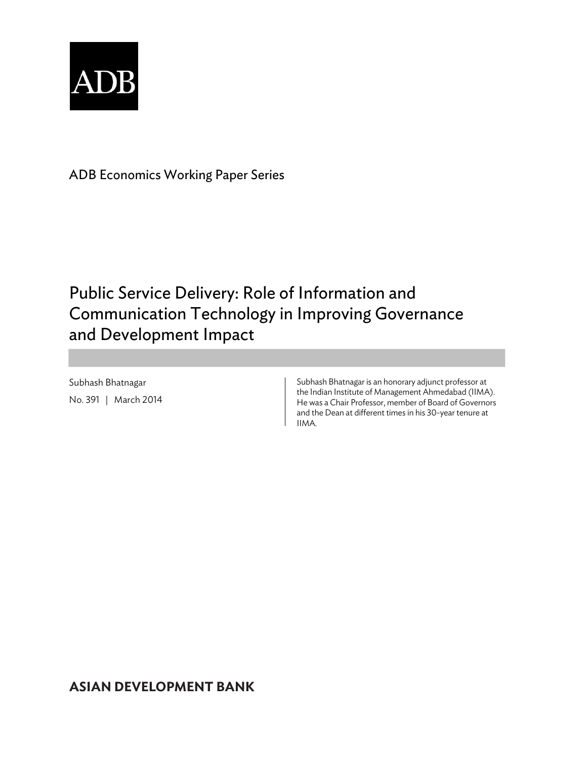ADB

ADB Economics Working Paper Series

# Public Service Delivery: Role of Information and Communication Technology in Improving Governance and Development Impact

Subhash Bhatnagar

No. 391 | March 2014

Subhash Bhatnagar is an honorary adjunct professor at the Indian Institute of Management Ahmedabad (IIMA). He was a Chair Professor, member of Board of Governors and the Dean at different times in his 30-year tenure at IIMA.

**ASIAN DEVELOPMENT BANK**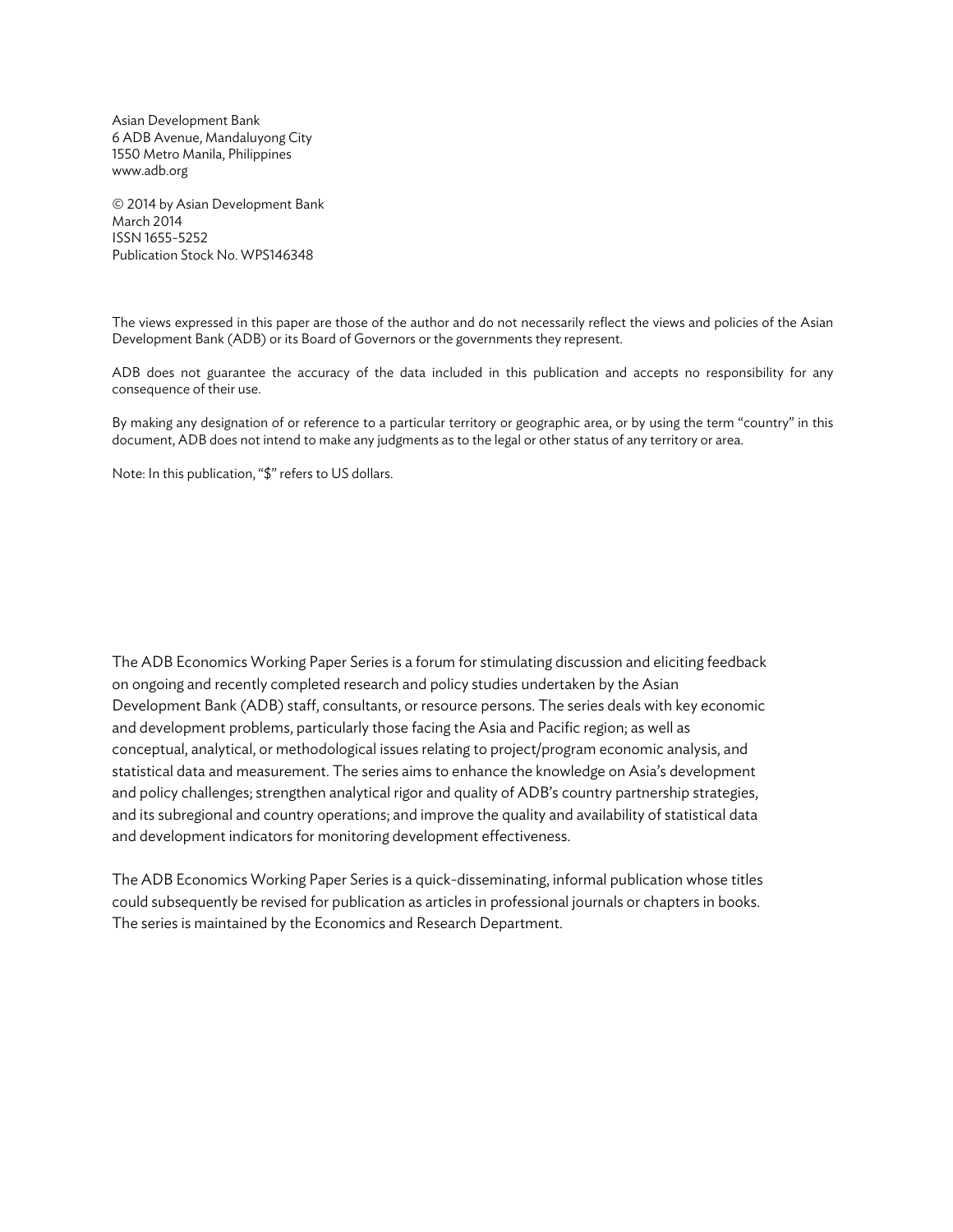Asian Development Bank
6 ADB Avenue, Mandaluyong City
1550 Metro Manila, Philippines
www.adb.org

© 2014 by Asian Development Bank
March 2014
ISSN 1655-5252
Publication Stock No. WPS146348

The views expressed in this paper are those of the author and do not necessarily reflect the views and policies of the Asian Development Bank (ADB) or its Board of Governors or the governments they represent.

ADB does not guarantee the accuracy of the data included in this publication and accepts no responsibility for any consequence of their use.

By making any designation of or reference to a particular territory or geographic area, or by using the term "country" in this document, ADB does not intend to make any judgments as to the legal or other status of any territory or area.

Note: In this publication, "$" refers to US dollars.

The ADB Economics Working Paper Series is a forum for stimulating discussion and eliciting feedback on ongoing and recently completed research and policy studies undertaken by the Asian Development Bank (ADB) staff, consultants, or resource persons. The series deals with key economic and development problems, particularly those facing the Asia and Pacific region; as well as conceptual, analytical, or methodological issues relating to project/program economic analysis, and statistical data and measurement. The series aims to enhance the knowledge on Asia's development and policy challenges; strengthen analytical rigor and quality of ADB's country partnership strategies, and its subregional and country operations; and improve the quality and availability of statistical data and development indicators for monitoring development effectiveness.

The ADB Economics Working Paper Series is a quick-disseminating, informal publication whose titles could subsequently be revised for publication as articles in professional journals or chapters in books. The series is maintained by the Economics and Research Department.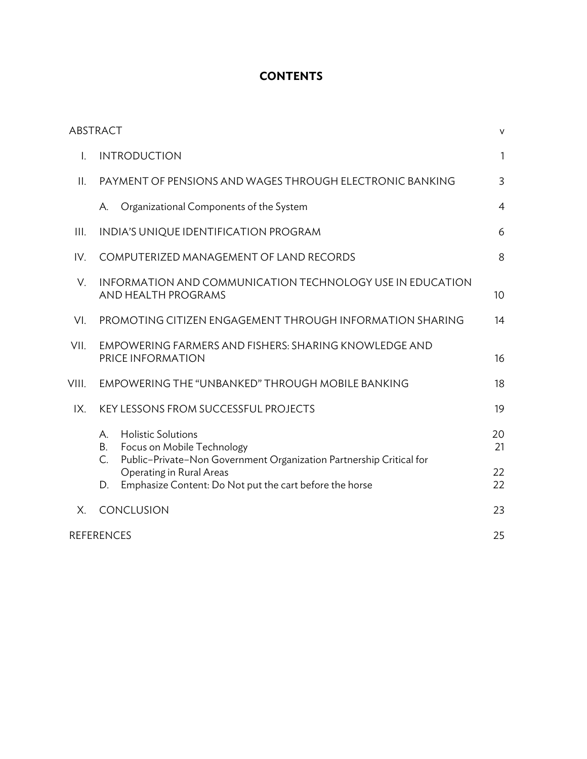# CONTENTS

| | | |
|---|---|---|
| ABSTRACT | | v |
| I. | INTRODUCTION | 1 |
| II. | PAYMENT OF PENSIONS AND WAGES THROUGH ELECTRONIC BANKING | 3 |
| | A. Organizational Components of the System | 4 |
| III. | INDIA'S UNIQUE IDENTIFICATION PROGRAM | 6 |
| IV. | COMPUTERIZED MANAGEMENT OF LAND RECORDS | 8 |
| V. | INFORMATION AND COMMUNICATION TECHNOLOGY USE IN EDUCATION AND HEALTH PROGRAMS | 10 |
| VI. | PROMOTING CITIZEN ENGAGEMENT THROUGH INFORMATION SHARING | 14 |
| VII. | EMPOWERING FARMERS AND FISHERS: SHARING KNOWLEDGE AND PRICE INFORMATION | 16 |
| VIII. | EMPOWERING THE "UNBANKED" THROUGH MOBILE BANKING | 18 |
| IX. | KEY LESSONS FROM SUCCESSFUL PROJECTS | 19 |
| | A. Holistic Solutions | 20 |
| | B. Focus on Mobile Technology | 21 |
| | C. Public–Private–Non Government Organization Partnership Critical for Operating in Rural Areas | 22 |
| | D. Emphasize Content: Do Not put the cart before the horse | 22 |
| X. | CONCLUSION | 23 |
| REFERENCES | | 25 |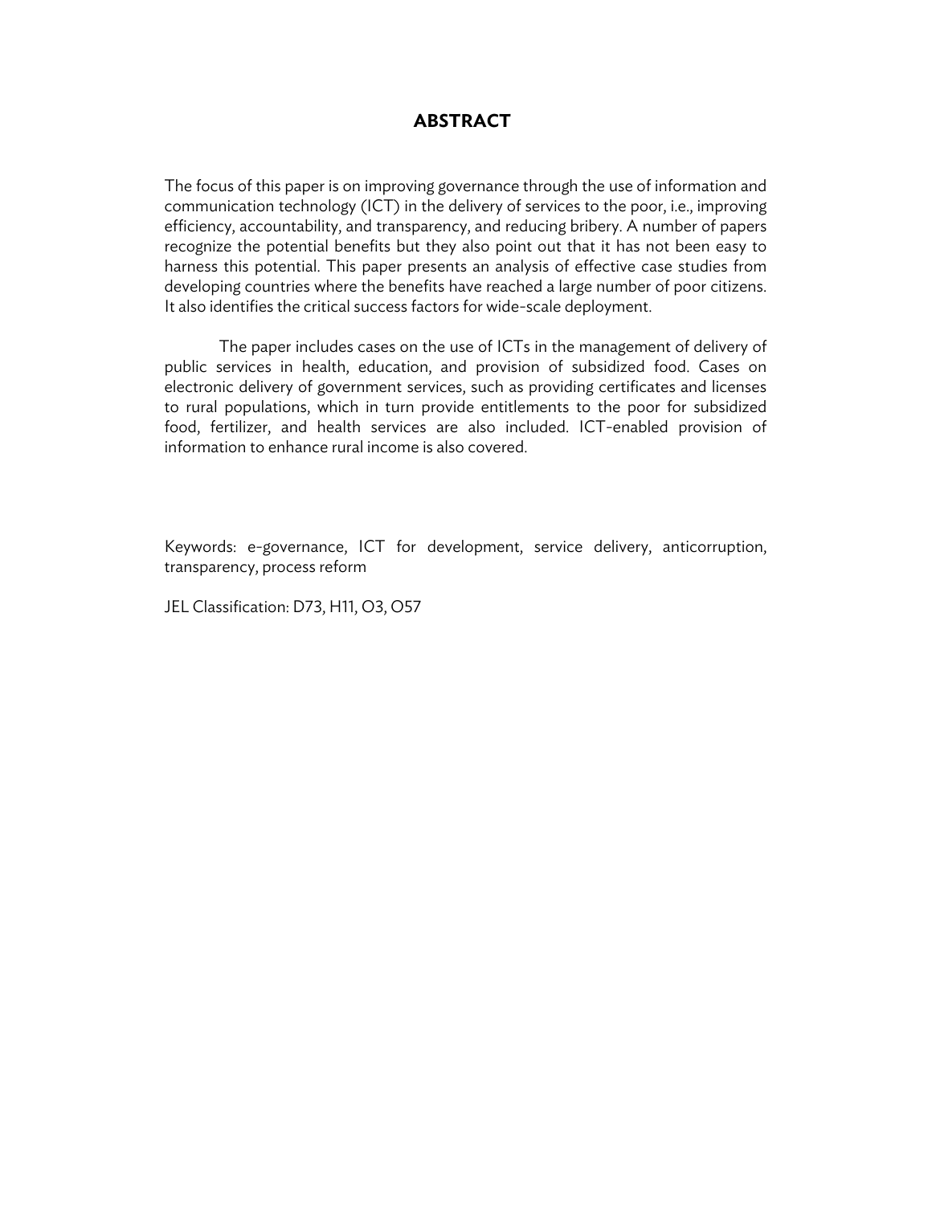# ABSTRACT

The focus of this paper is on improving governance through the use of information and communication technology (ICT) in the delivery of services to the poor, i.e., improving efficiency, accountability, and transparency, and reducing bribery. A number of papers recognize the potential benefits but they also point out that it has not been easy to harness this potential. This paper presents an analysis of effective case studies from developing countries where the benefits have reached a large number of poor citizens. It also identifies the critical success factors for wide-scale deployment.

The paper includes cases on the use of ICTs in the management of delivery of public services in health, education, and provision of subsidized food. Cases on electronic delivery of government services, such as providing certificates and licenses to rural populations, which in turn provide entitlements to the poor for subsidized food, fertilizer, and health services are also included. ICT-enabled provision of information to enhance rural income is also covered.

Keywords: e-governance, ICT for development, service delivery, anticorruption, transparency, process reform

JEL Classification: D73, H11, O3, O57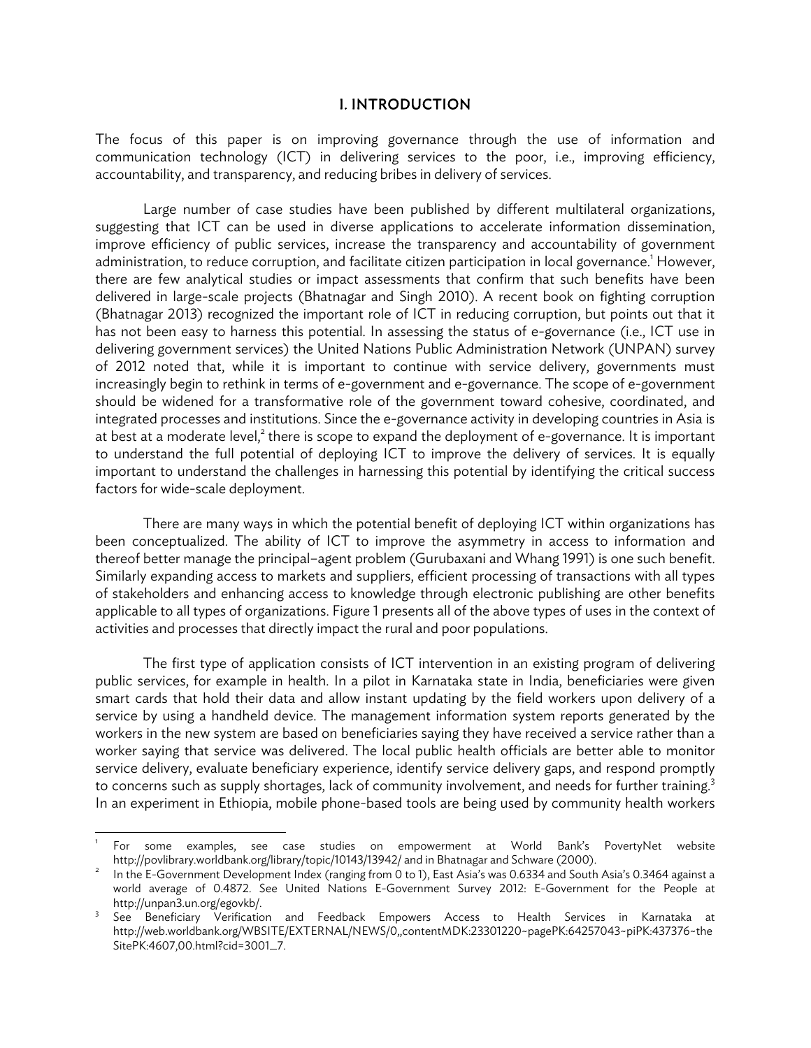# I. INTRODUCTION

The focus of this paper is on improving governance through the use of information and communication technology (ICT) in delivering services to the poor, i.e., improving efficiency, accountability, and transparency, and reducing bribes in delivery of services.

Large number of case studies have been published by different multilateral organizations, suggesting that ICT can be used in diverse applications to accelerate information dissemination, improve efficiency of public services, increase the transparency and accountability of government administration, to reduce corruption, and facilitate citizen participation in local governance.[1] However, there are few analytical studies or impact assessments that confirm that such benefits have been delivered in large-scale projects (Bhatnagar and Singh 2010). A recent book on fighting corruption (Bhatnagar 2013) recognized the important role of ICT in reducing corruption, but points out that it has not been easy to harness this potential. In assessing the status of e-governance (i.e., ICT use in delivering government services) the United Nations Public Administration Network (UNPAN) survey of 2012 noted that, while it is important to continue with service delivery, governments must increasingly begin to rethink in terms of e-government and e-governance. The scope of e-government should be widened for a transformative role of the government toward cohesive, coordinated, and integrated processes and institutions. Since the e-governance activity in developing countries in Asia is at best at a moderate level,[2] there is scope to expand the deployment of e-governance. It is important to understand the full potential of deploying ICT to improve the delivery of services. It is equally important to understand the challenges in harnessing this potential by identifying the critical success factors for wide-scale deployment.

There are many ways in which the potential benefit of deploying ICT within organizations has been conceptualized. The ability of ICT to improve the asymmetry in access to information and thereof better manage the principal–agent problem (Gurubaxani and Whang 1991) is one such benefit. Similarly expanding access to markets and suppliers, efficient processing of transactions with all types of stakeholders and enhancing access to knowledge through electronic publishing are other benefits applicable to all types of organizations. Figure 1 presents all of the above types of uses in the context of activities and processes that directly impact the rural and poor populations.

The first type of application consists of ICT intervention in an existing program of delivering public services, for example in health. In a pilot in Karnataka state in India, beneficiaries were given smart cards that hold their data and allow instant updating by the field workers upon delivery of a service by using a handheld device. The management information system reports generated by the workers in the new system are based on beneficiaries saying they have received a service rather than a worker saying that service was delivered. The local public health officials are better able to monitor service delivery, evaluate beneficiary experience, identify service delivery gaps, and respond promptly to concerns such as supply shortages, lack of community involvement, and needs for further training.[3] In an experiment in Ethiopia, mobile phone-based tools are being used by community health workers

---

[1] For some examples, see case studies on empowerment at World Bank's PovertyNet website http://povlibrary.worldbank.org/library/topic/10143/13942/ and in Bhatnagar and Schware (2000).

[2] In the E-Government Development Index (ranging from 0 to 1), East Asia's was 0.6334 and South Asia's 0.3464 against a world average of 0.4872. See United Nations E-Government Survey 2012: E-Government for the People at http://unpan3.un.org/egovkb/.

[3] See Beneficiary Verification and Feedback Empowers Access to Health Services in Karnataka at http://web.worldbank.org/WBSITE/EXTERNAL/NEWS/0,,contentMDK:23301220~pagePK:64257043~piPK:437376~theSitePK:4607,00.html?cid=3001_7.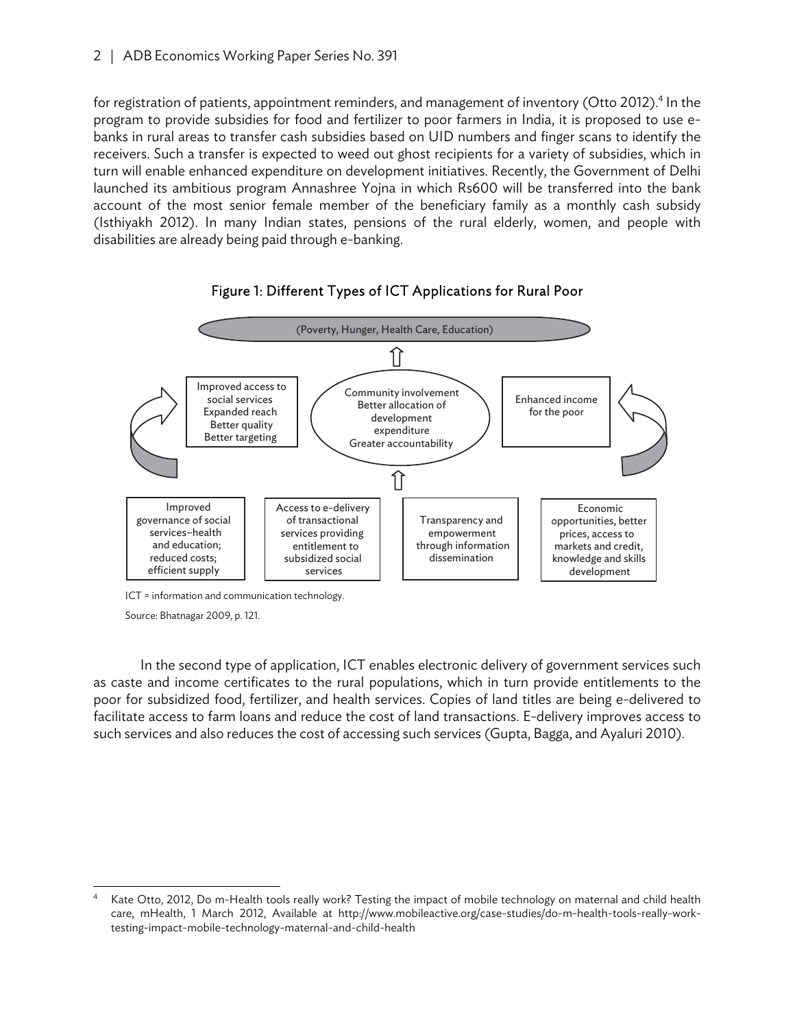for registration of patients, appointment reminders, and management of inventory (Otto 2012).[4] In the program to provide subsidies for food and fertilizer to poor farmers in India, it is proposed to use e-banks in rural areas to transfer cash subsidies based on UID numbers and finger scans to identify the receivers. Such a transfer is expected to weed out ghost recipients for a variety of subsidies, which in turn will enable enhanced expenditure on development initiatives. Recently, the Government of Delhi launched its ambitious program Annashree Yojna in which Rs600 will be transferred into the bank account of the most senior female member of the beneficiary family as a monthly cash subsidy (Isthiyakh 2012). In many Indian states, pensions of the rural elderly, women, and people with disabilities are already being paid through e-banking.

**Figure 1: Different Types of ICT Applications for Rural Poor**

(Poverty, Hunger, Health Care, Education)

Improved access to social services
Expanded reach
Better quality
Better targeting

Community involvement
Better allocation of development expenditure
Greater accountability

Enhanced income for the poor

Improved governance of social services–health and education; reduced costs; efficient supply

Access to e-delivery of transactional services providing entitlement to subsidized social services

Transparency and empowerment through information dissemination

Economic opportunities, better prices, access to markets and credit, knowledge and skills development

ICT = information and communication technology.

Source: Bhatnagar 2009, p. 121.

In the second type of application, ICT enables electronic delivery of government services such as caste and income certificates to the rural populations, which in turn provide entitlements to the poor for subsidized food, fertilizer, and health services. Copies of land titles are being e-delivered to facilitate access to farm loans and reduce the cost of land transactions. E-delivery improves access to such services and also reduces the cost of accessing such services (Gupta, Bagga, and Ayaluri 2010).

[4] Kate Otto, 2012, Do m-Health tools really work? Testing the impact of mobile technology on maternal and child health care, mHealth, 1 March 2012, Available at http://www.mobileactive.org/case-studies/do-m-health-tools-really-work-testing-impact-mobile-technology-maternal-and-child-health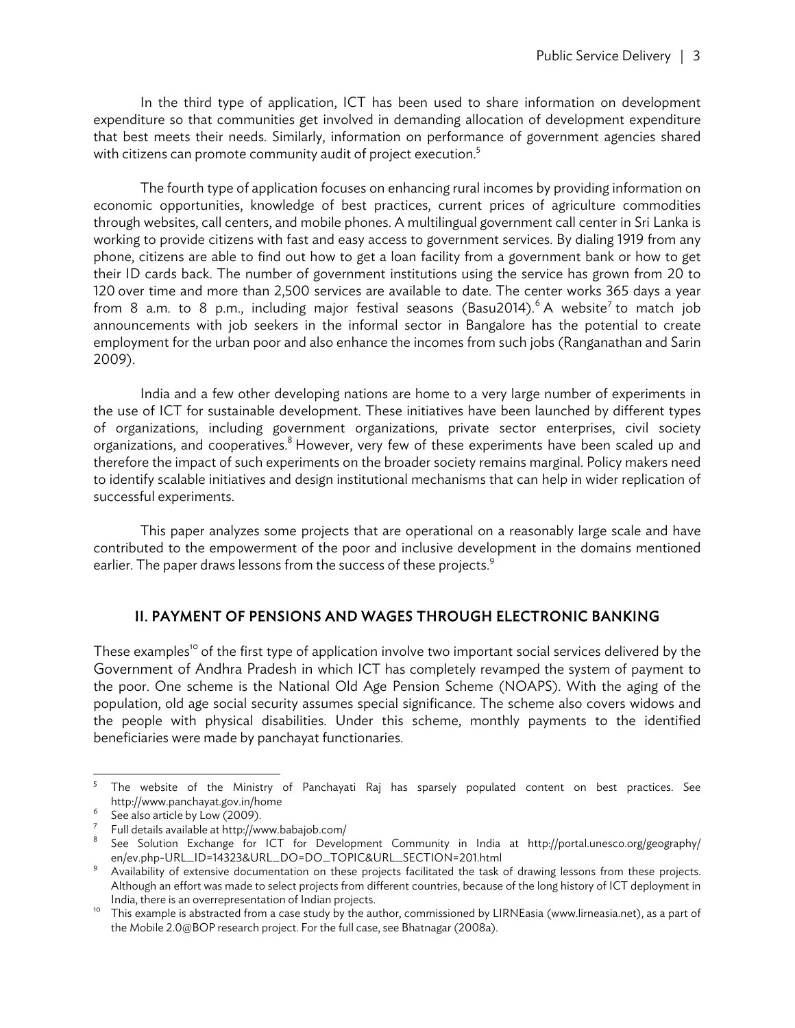In the third type of application, ICT has been used to share information on development expenditure so that communities get involved in demanding allocation of development expenditure that best meets their needs. Similarly, information on performance of government agencies shared with citizens can promote community audit of project execution.[5]

The fourth type of application focuses on enhancing rural incomes by providing information on economic opportunities, knowledge of best practices, current prices of agriculture commodities through websites, call centers, and mobile phones. A multilingual government call center in Sri Lanka is working to provide citizens with fast and easy access to government services. By dialing 1919 from any phone, citizens are able to find out how to get a loan facility from a government bank or how to get their ID cards back. The number of government institutions using the service has grown from 20 to 120 over time and more than 2,500 services are available to date. The center works 365 days a year from 8 a.m. to 8 p.m., including major festival seasons (Basu2014).[6] A website[7] to match job announcements with job seekers in the informal sector in Bangalore has the potential to create employment for the urban poor and also enhance the incomes from such jobs (Ranganathan and Sarin 2009).

India and a few other developing nations are home to a very large number of experiments in the use of ICT for sustainable development. These initiatives have been launched by different types of organizations, including government organizations, private sector enterprises, civil society organizations, and cooperatives.[8] However, very few of these experiments have been scaled up and therefore the impact of such experiments on the broader society remains marginal. Policy makers need to identify scalable initiatives and design institutional mechanisms that can help in wider replication of successful experiments.

This paper analyzes some projects that are operational on a reasonably large scale and have contributed to the empowerment of the poor and inclusive development in the domains mentioned earlier. The paper draws lessons from the success of these projects.[9]

## II. PAYMENT OF PENSIONS AND WAGES THROUGH ELECTRONIC BANKING

These examples[10] of the first type of application involve two important social services delivered by the Government of Andhra Pradesh in which ICT has completely revamped the system of payment to the poor. One scheme is the National Old Age Pension Scheme (NOAPS). With the aging of the population, old age social security assumes special significance. The scheme also covers widows and the people with physical disabilities. Under this scheme, monthly payments to the identified beneficiaries were made by panchayat functionaries.

---

[5] The website of the Ministry of Panchayati Raj has sparsely populated content on best practices. See http://www.panchayat.gov.in/home

[6] See also article by Low (2009).

[7] Full details available at http://www.babajob.com/

[8] See Solution Exchange for ICT for Development Community in India at http://portal.unesco.org/geography/en/ev.php-URL_ID=14323&URL_DO=DO_TOPIC&URL_SECTION=201.html

[9] Availability of extensive documentation on these projects facilitated the task of drawing lessons from these projects. Although an effort was made to select projects from different countries, because of the long history of ICT deployment in India, there is an overrepresentation of Indian projects.

[10] This example is abstracted from a case study by the author, commissioned by LIRNEasia (www.lirneasia.net), as a part of the Mobile 2.0@BOP research project. For the full case, see Bhatnagar (2008a).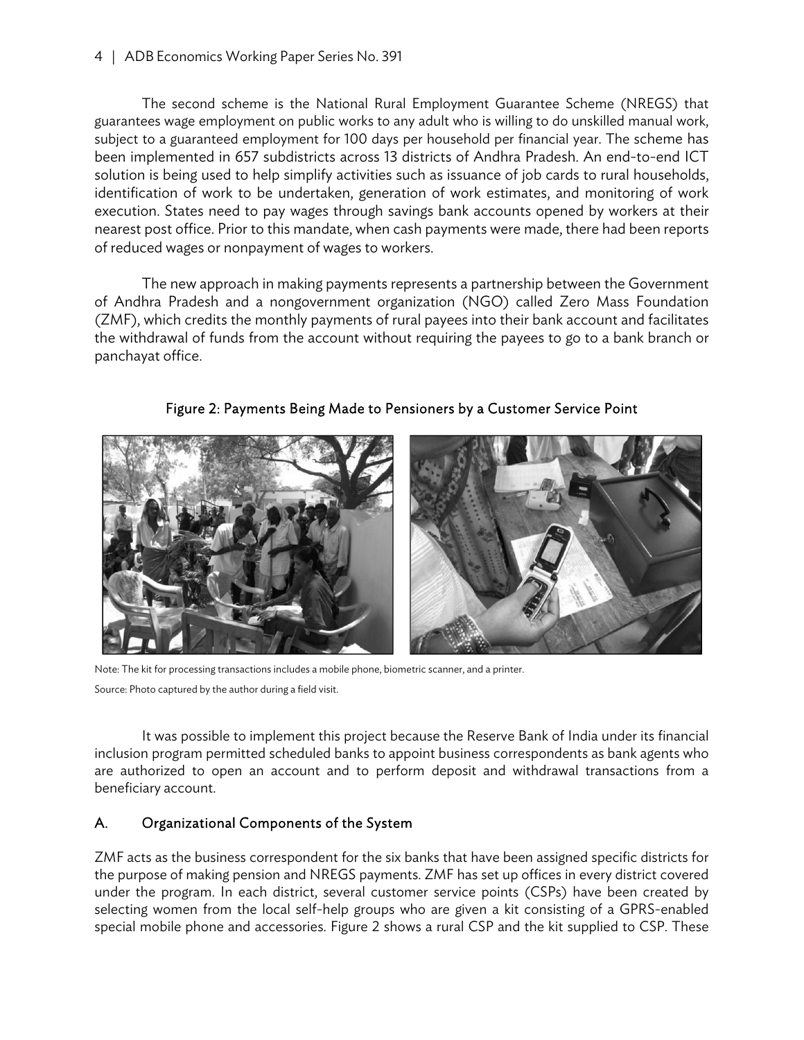The second scheme is the National Rural Employment Guarantee Scheme (NREGS) that guarantees wage employment on public works to any adult who is willing to do unskilled manual work, subject to a guaranteed employment for 100 days per household per financial year. The scheme has been implemented in 657 subdistricts across 13 districts of Andhra Pradesh. An end-to-end ICT solution is being used to help simplify activities such as issuance of job cards to rural households, identification of work to be undertaken, generation of work estimates, and monitoring of work execution. States need to pay wages through savings bank accounts opened by workers at their nearest post office. Prior to this mandate, when cash payments were made, there had been reports of reduced wages or nonpayment of wages to workers.

The new approach in making payments represents a partnership between the Government of Andhra Pradesh and a nongovernment organization (NGO) called Zero Mass Foundation (ZMF), which credits the monthly payments of rural payees into their bank account and facilitates the withdrawal of funds from the account without requiring the payees to go to a bank branch or panchayat office.

Figure 2: Payments Being Made to Pensioners by a Customer Service Point

Note: The kit for processing transactions includes a mobile phone, biometric scanner, and a printer.

Source: Photo captured by the author during a field visit.

It was possible to implement this project because the Reserve Bank of India under its financial inclusion program permitted scheduled banks to appoint business correspondents as bank agents who are authorized to open an account and to perform deposit and withdrawal transactions from a beneficiary account.

## A. Organizational Components of the System

ZMF acts as the business correspondent for the six banks that have been assigned specific districts for the purpose of making pension and NREGS payments. ZMF has set up offices in every district covered under the program. In each district, several customer service points (CSPs) have been created by selecting women from the local self-help groups who are given a kit consisting of a GPRS-enabled special mobile phone and accessories. Figure 2 shows a rural CSP and the kit supplied to CSP. These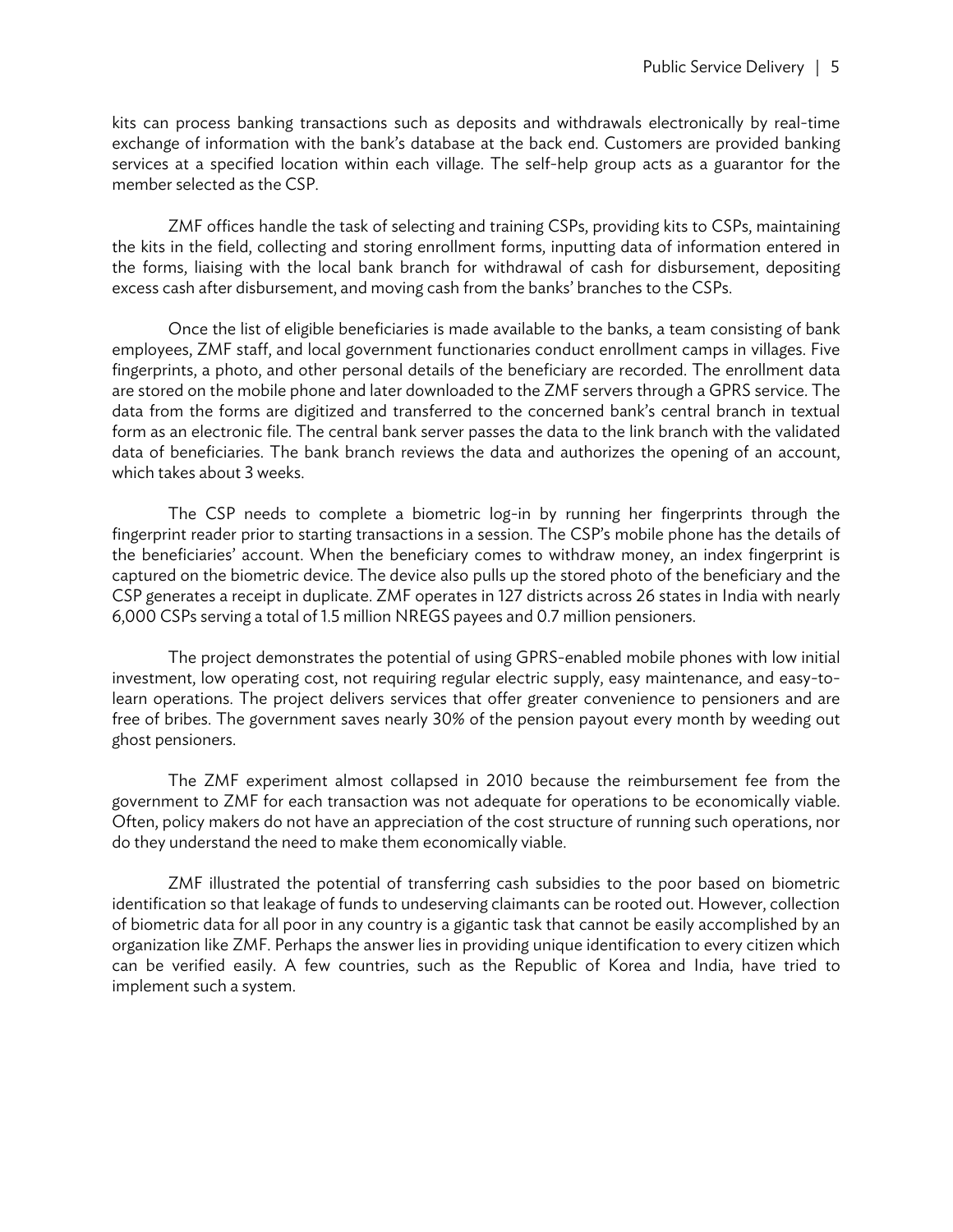kits can process banking transactions such as deposits and withdrawals electronically by real-time exchange of information with the bank's database at the back end. Customers are provided banking services at a specified location within each village. The self-help group acts as a guarantor for the member selected as the CSP.

ZMF offices handle the task of selecting and training CSPs, providing kits to CSPs, maintaining the kits in the field, collecting and storing enrollment forms, inputting data of information entered in the forms, liaising with the local bank branch for withdrawal of cash for disbursement, depositing excess cash after disbursement, and moving cash from the banks' branches to the CSPs.

Once the list of eligible beneficiaries is made available to the banks, a team consisting of bank employees, ZMF staff, and local government functionaries conduct enrollment camps in villages. Five fingerprints, a photo, and other personal details of the beneficiary are recorded. The enrollment data are stored on the mobile phone and later downloaded to the ZMF servers through a GPRS service. The data from the forms are digitized and transferred to the concerned bank's central branch in textual form as an electronic file. The central bank server passes the data to the link branch with the validated data of beneficiaries. The bank branch reviews the data and authorizes the opening of an account, which takes about 3 weeks.

The CSP needs to complete a biometric log-in by running her fingerprints through the fingerprint reader prior to starting transactions in a session. The CSP's mobile phone has the details of the beneficiaries' account. When the beneficiary comes to withdraw money, an index fingerprint is captured on the biometric device. The device also pulls up the stored photo of the beneficiary and the CSP generates a receipt in duplicate. ZMF operates in 127 districts across 26 states in India with nearly 6,000 CSPs serving a total of 1.5 million NREGS payees and 0.7 million pensioners.

The project demonstrates the potential of using GPRS-enabled mobile phones with low initial investment, low operating cost, not requiring regular electric supply, easy maintenance, and easy-to-learn operations. The project delivers services that offer greater convenience to pensioners and are free of bribes. The government saves nearly 30% of the pension payout every month by weeding out ghost pensioners.

The ZMF experiment almost collapsed in 2010 because the reimbursement fee from the government to ZMF for each transaction was not adequate for operations to be economically viable. Often, policy makers do not have an appreciation of the cost structure of running such operations, nor do they understand the need to make them economically viable.

ZMF illustrated the potential of transferring cash subsidies to the poor based on biometric identification so that leakage of funds to undeserving claimants can be rooted out. However, collection of biometric data for all poor in any country is a gigantic task that cannot be easily accomplished by an organization like ZMF. Perhaps the answer lies in providing unique identification to every citizen which can be verified easily. A few countries, such as the Republic of Korea and India, have tried to implement such a system.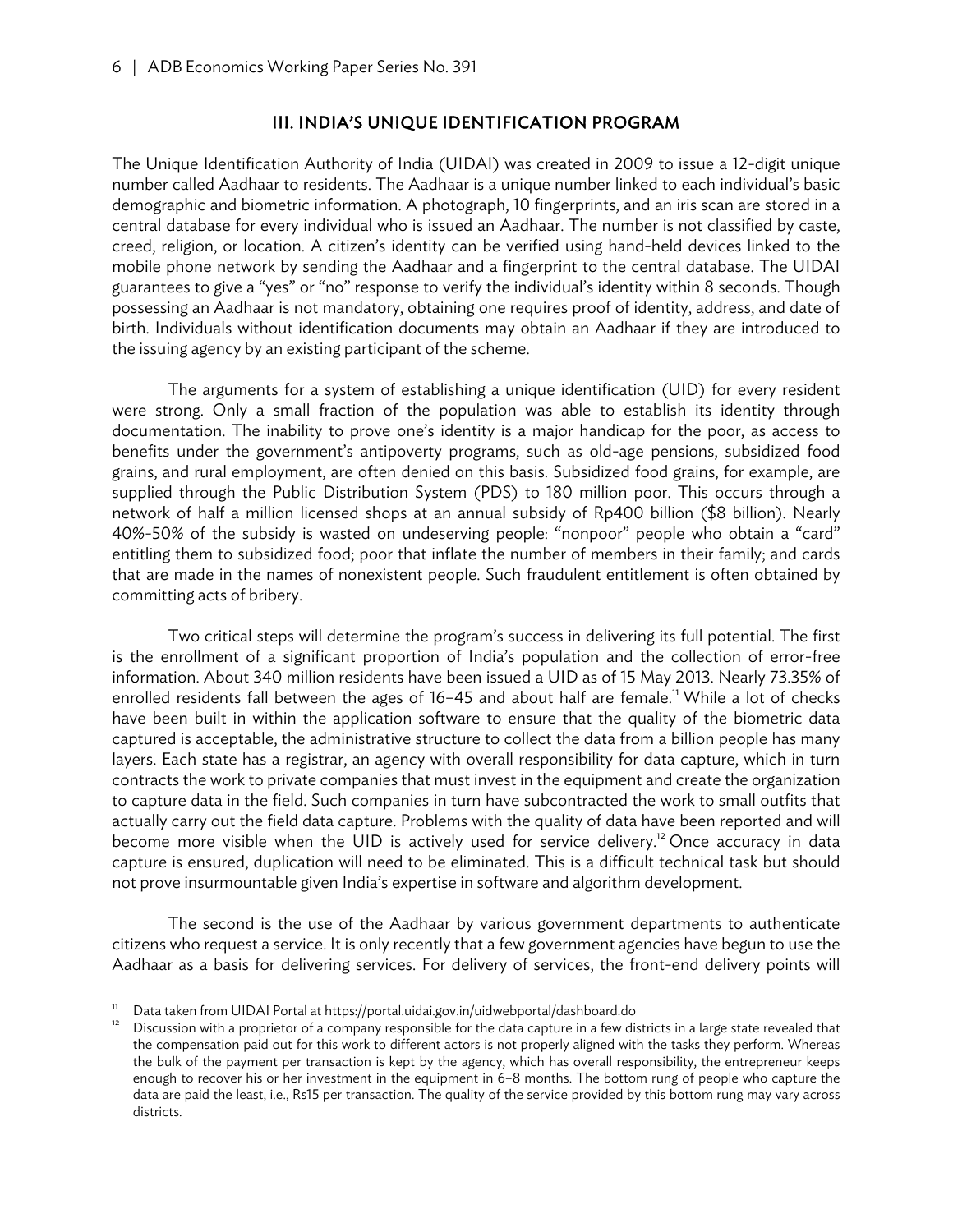## III. INDIA'S UNIQUE IDENTIFICATION PROGRAM

The Unique Identification Authority of India (UIDAI) was created in 2009 to issue a 12-digit unique number called Aadhaar to residents. The Aadhaar is a unique number linked to each individual's basic demographic and biometric information. A photograph, 10 fingerprints, and an iris scan are stored in a central database for every individual who is issued an Aadhaar. The number is not classified by caste, creed, religion, or location. A citizen's identity can be verified using hand-held devices linked to the mobile phone network by sending the Aadhaar and a fingerprint to the central database. The UIDAI guarantees to give a "yes" or "no" response to verify the individual's identity within 8 seconds. Though possessing an Aadhaar is not mandatory, obtaining one requires proof of identity, address, and date of birth. Individuals without identification documents may obtain an Aadhaar if they are introduced to the issuing agency by an existing participant of the scheme.

The arguments for a system of establishing a unique identification (UID) for every resident were strong. Only a small fraction of the population was able to establish its identity through documentation. The inability to prove one's identity is a major handicap for the poor, as access to benefits under the government's antipoverty programs, such as old-age pensions, subsidized food grains, and rural employment, are often denied on this basis. Subsidized food grains, for example, are supplied through the Public Distribution System (PDS) to 180 million poor. This occurs through a network of half a million licensed shops at an annual subsidy of Rp400 billion ($8 billion). Nearly 40%–50% of the subsidy is wasted on undeserving people: "nonpoor" people who obtain a "card" entitling them to subsidized food; poor that inflate the number of members in their family; and cards that are made in the names of nonexistent people. Such fraudulent entitlement is often obtained by committing acts of bribery.

Two critical steps will determine the program's success in delivering its full potential. The first is the enrollment of a significant proportion of India's population and the collection of error-free information. About 340 million residents have been issued a UID as of 15 May 2013. Nearly 73.35% of enrolled residents fall between the ages of 16–45 and about half are female.[11] While a lot of checks have been built in within the application software to ensure that the quality of the biometric data captured is acceptable, the administrative structure to collect the data from a billion people has many layers. Each state has a registrar, an agency with overall responsibility for data capture, which in turn contracts the work to private companies that must invest in the equipment and create the organization to capture data in the field. Such companies in turn have subcontracted the work to small outfits that actually carry out the field data capture. Problems with the quality of data have been reported and will become more visible when the UID is actively used for service delivery.[12] Once accuracy in data capture is ensured, duplication will need to be eliminated. This is a difficult technical task but should not prove insurmountable given India's expertise in software and algorithm development.

The second is the use of the Aadhaar by various government departments to authenticate citizens who request a service. It is only recently that a few government agencies have begun to use the Aadhaar as a basis for delivering services. For delivery of services, the front-end delivery points will

---

[11] Data taken from UIDAI Portal at https://portal.uidai.gov.in/uidwebportal/dashboard.do

[12] Discussion with a proprietor of a company responsible for the data capture in a few districts in a large state revealed that the compensation paid out for this work to different actors is not properly aligned with the tasks they perform. Whereas the bulk of the payment per transaction is kept by the agency, which has overall responsibility, the entrepreneur keeps enough to recover his or her investment in the equipment in 6–8 months. The bottom rung of people who capture the data are paid the least, i.e., Rs15 per transaction. The quality of the service provided by this bottom rung may vary across districts.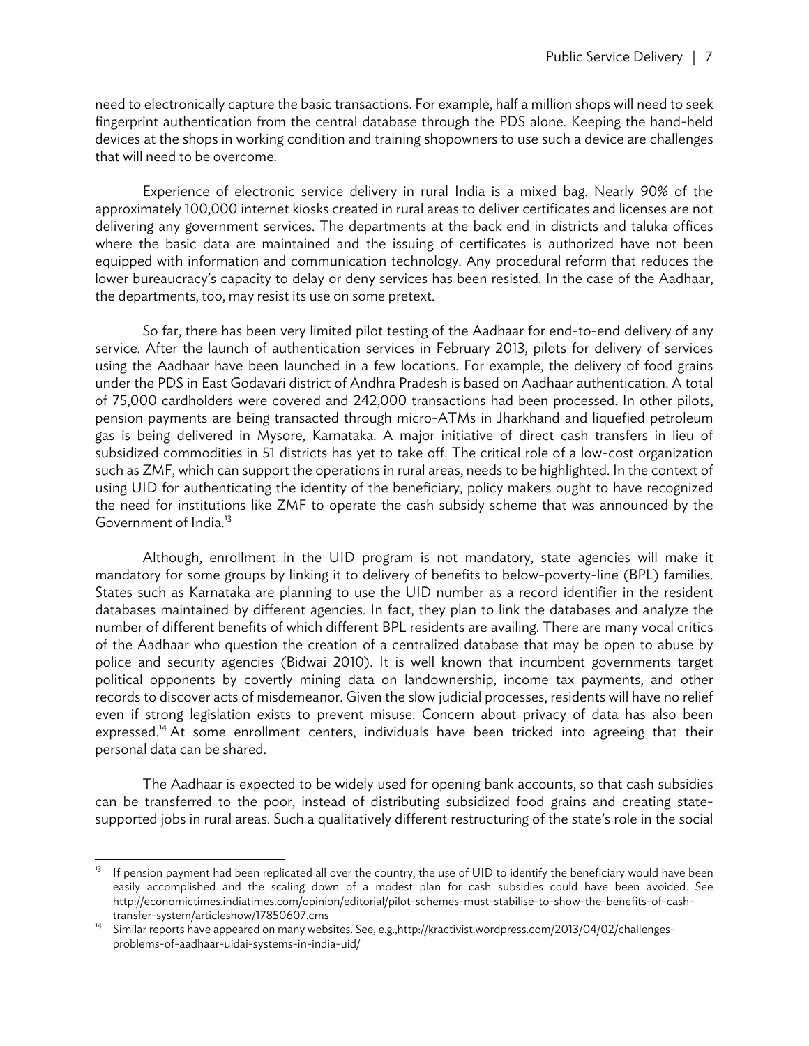need to electronically capture the basic transactions. For example, half a million shops will need to seek fingerprint authentication from the central database through the PDS alone. Keeping the hand-held devices at the shops in working condition and training shopowners to use such a device are challenges that will need to be overcome.

Experience of electronic service delivery in rural India is a mixed bag. Nearly 90% of the approximately 100,000 internet kiosks created in rural areas to deliver certificates and licenses are not delivering any government services. The departments at the back end in districts and taluka offices where the basic data are maintained and the issuing of certificates is authorized have not been equipped with information and communication technology. Any procedural reform that reduces the lower bureaucracy's capacity to delay or deny services has been resisted. In the case of the Aadhaar, the departments, too, may resist its use on some pretext.

So far, there has been very limited pilot testing of the Aadhaar for end-to-end delivery of any service. After the launch of authentication services in February 2013, pilots for delivery of services using the Aadhaar have been launched in a few locations. For example, the delivery of food grains under the PDS in East Godavari district of Andhra Pradesh is based on Aadhaar authentication. A total of 75,000 cardholders were covered and 242,000 transactions had been processed. In other pilots, pension payments are being transacted through micro-ATMs in Jharkhand and liquefied petroleum gas is being delivered in Mysore, Karnataka. A major initiative of direct cash transfers in lieu of subsidized commodities in 51 districts has yet to take off. The critical role of a low-cost organization such as ZMF, which can support the operations in rural areas, needs to be highlighted. In the context of using UID for authenticating the identity of the beneficiary, policy makers ought to have recognized the need for institutions like ZMF to operate the cash subsidy scheme that was announced by the Government of India.[13]

Although, enrollment in the UID program is not mandatory, state agencies will make it mandatory for some groups by linking it to delivery of benefits to below-poverty-line (BPL) families. States such as Karnataka are planning to use the UID number as a record identifier in the resident databases maintained by different agencies. In fact, they plan to link the databases and analyze the number of different benefits of which different BPL residents are availing. There are many vocal critics of the Aadhaar who question the creation of a centralized database that may be open to abuse by police and security agencies (Bidwai 2010). It is well known that incumbent governments target political opponents by covertly mining data on landownership, income tax payments, and other records to discover acts of misdemeanor. Given the slow judicial processes, residents will have no relief even if strong legislation exists to prevent misuse. Concern about privacy of data has also been expressed.[14] At some enrollment centers, individuals have been tricked into agreeing that their personal data can be shared.

The Aadhaar is expected to be widely used for opening bank accounts, so that cash subsidies can be transferred to the poor, instead of distributing subsidized food grains and creating state-supported jobs in rural areas. Such a qualitatively different restructuring of the state's role in the social

---

[13] If pension payment had been replicated all over the country, the use of UID to identify the beneficiary would have been easily accomplished and the scaling down of a modest plan for cash subsidies could have been avoided. See http://economictimes.indiatimes.com/opinion/editorial/pilot-schemes-must-stabilise-to-show-the-benefits-of-cash-transfer-system/articleshow/17850607.cms

[14] Similar reports have appeared on many websites. See, e.g.,http://kractivist.wordpress.com/2013/04/02/challenges-problems-of-aadhaar-uidai-systems-in-india-uid/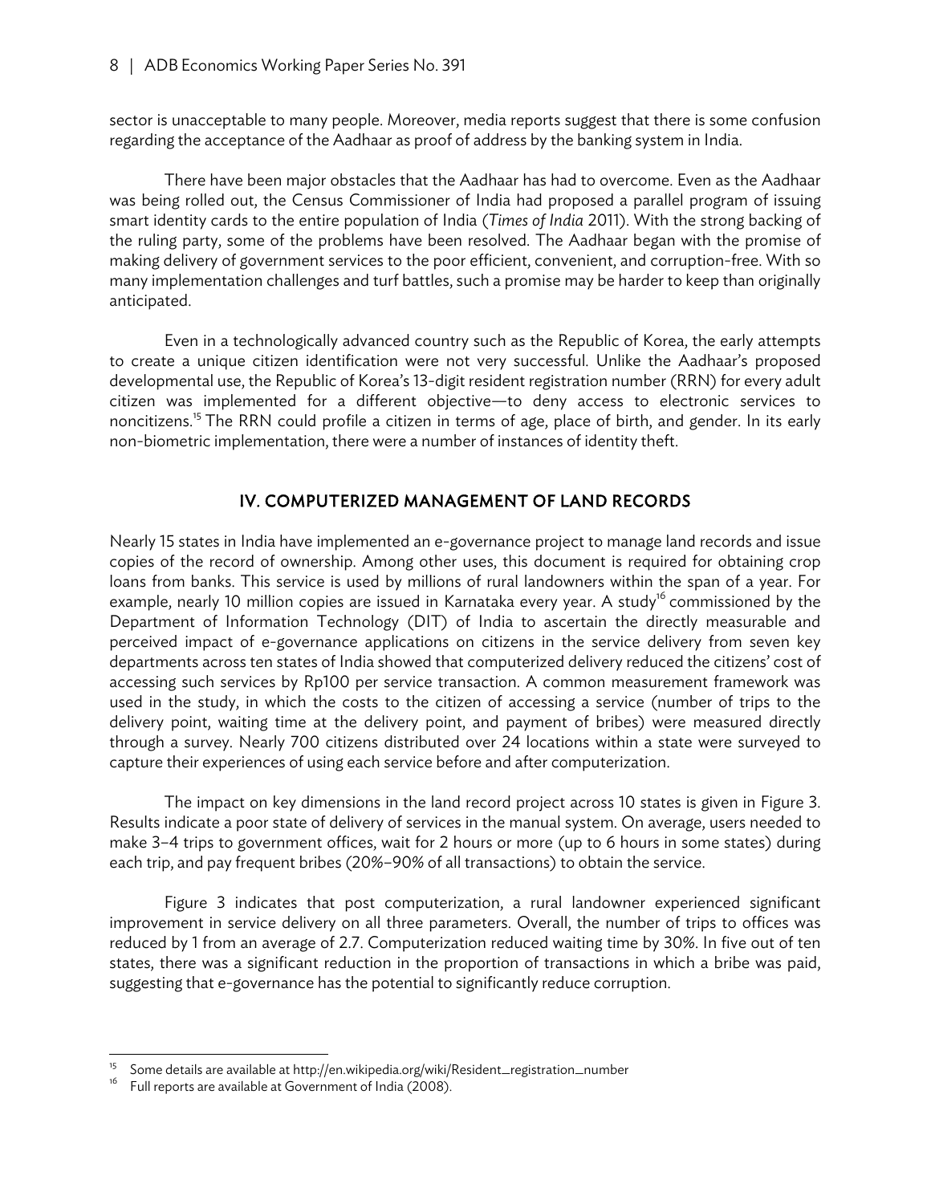sector is unacceptable to many people. Moreover, media reports suggest that there is some confusion regarding the acceptance of the Aadhaar as proof of address by the banking system in India.

There have been major obstacles that the Aadhaar has had to overcome. Even as the Aadhaar was being rolled out, the Census Commissioner of India had proposed a parallel program of issuing smart identity cards to the entire population of India (*Times of India* 2011). With the strong backing of the ruling party, some of the problems have been resolved. The Aadhaar began with the promise of making delivery of government services to the poor efficient, convenient, and corruption-free. With so many implementation challenges and turf battles, such a promise may be harder to keep than originally anticipated.

Even in a technologically advanced country such as the Republic of Korea, the early attempts to create a unique citizen identification were not very successful. Unlike the Aadhaar's proposed developmental use, the Republic of Korea's 13-digit resident registration number (RRN) for every adult citizen was implemented for a different objective—to deny access to electronic services to noncitizens.[15] The RRN could profile a citizen in terms of age, place of birth, and gender. In its early non-biometric implementation, there were a number of instances of identity theft.

## IV. COMPUTERIZED MANAGEMENT OF LAND RECORDS

Nearly 15 states in India have implemented an e-governance project to manage land records and issue copies of the record of ownership. Among other uses, this document is required for obtaining crop loans from banks. This service is used by millions of rural landowners within the span of a year. For example, nearly 10 million copies are issued in Karnataka every year. A study[16] commissioned by the Department of Information Technology (DIT) of India to ascertain the directly measurable and perceived impact of e-governance applications on citizens in the service delivery from seven key departments across ten states of India showed that computerized delivery reduced the citizens' cost of accessing such services by Rp100 per service transaction. A common measurement framework was used in the study, in which the costs to the citizen of accessing a service (number of trips to the delivery point, waiting time at the delivery point, and payment of bribes) were measured directly through a survey. Nearly 700 citizens distributed over 24 locations within a state were surveyed to capture their experiences of using each service before and after computerization.

The impact on key dimensions in the land record project across 10 states is given in Figure 3. Results indicate a poor state of delivery of services in the manual system. On average, users needed to make 3–4 trips to government offices, wait for 2 hours or more (up to 6 hours in some states) during each trip, and pay frequent bribes (20%–90% of all transactions) to obtain the service.

Figure 3 indicates that post computerization, a rural landowner experienced significant improvement in service delivery on all three parameters. Overall, the number of trips to offices was reduced by 1 from an average of 2.7. Computerization reduced waiting time by 30%. In five out of ten states, there was a significant reduction in the proportion of transactions in which a bribe was paid, suggesting that e-governance has the potential to significantly reduce corruption.

---

[15] Some details are available at http://en.wikipedia.org/wiki/Resident_registration_number

[16] Full reports are available at Government of India (2008).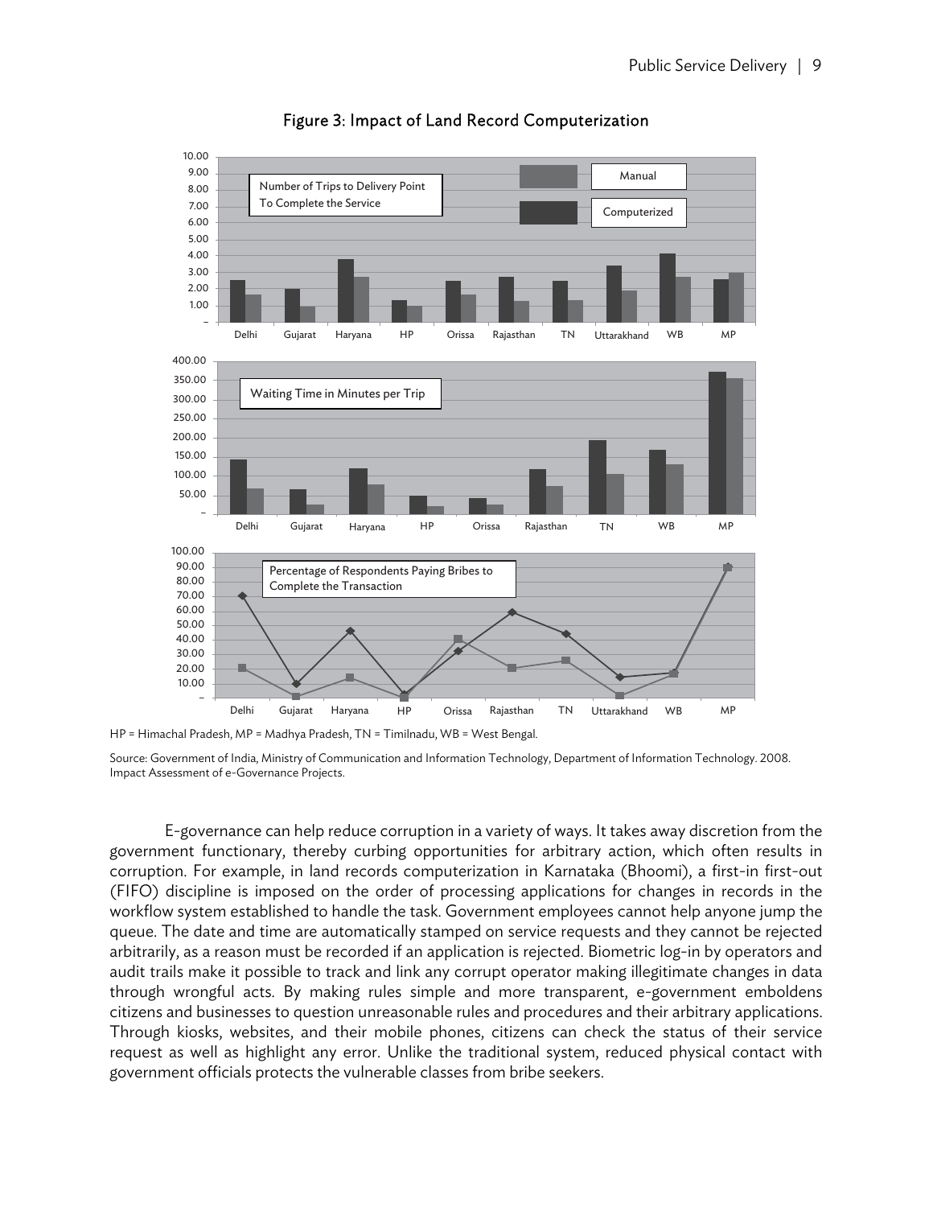Figure 3: Impact of Land Record Computerization

HP = Himachal Pradesh, MP = Madhya Pradesh, TN = Timilnadu, WB = West Bengal.

Source: Government of India, Ministry of Communication and Information Technology, Department of Information Technology. 2008. Impact Assessment of e-Governance Projects.

E-governance can help reduce corruption in a variety of ways. It takes away discretion from the government functionary, thereby curbing opportunities for arbitrary action, which often results in corruption. For example, in land records computerization in Karnataka (Bhoomi), a first-in first-out (FIFO) discipline is imposed on the order of processing applications for changes in records in the workflow system established to handle the task. Government employees cannot help anyone jump the queue. The date and time are automatically stamped on service requests and they cannot be rejected arbitrarily, as a reason must be recorded if an application is rejected. Biometric log-in by operators and audit trails make it possible to track and link any corrupt operator making illegitimate changes in data through wrongful acts. By making rules simple and more transparent, e-government emboldens citizens and businesses to question unreasonable rules and procedures and their arbitrary applications. Through kiosks, websites, and their mobile phones, citizens can check the status of their service request as well as highlight any error. Unlike the traditional system, reduced physical contact with government officials protects the vulnerable classes from bribe seekers.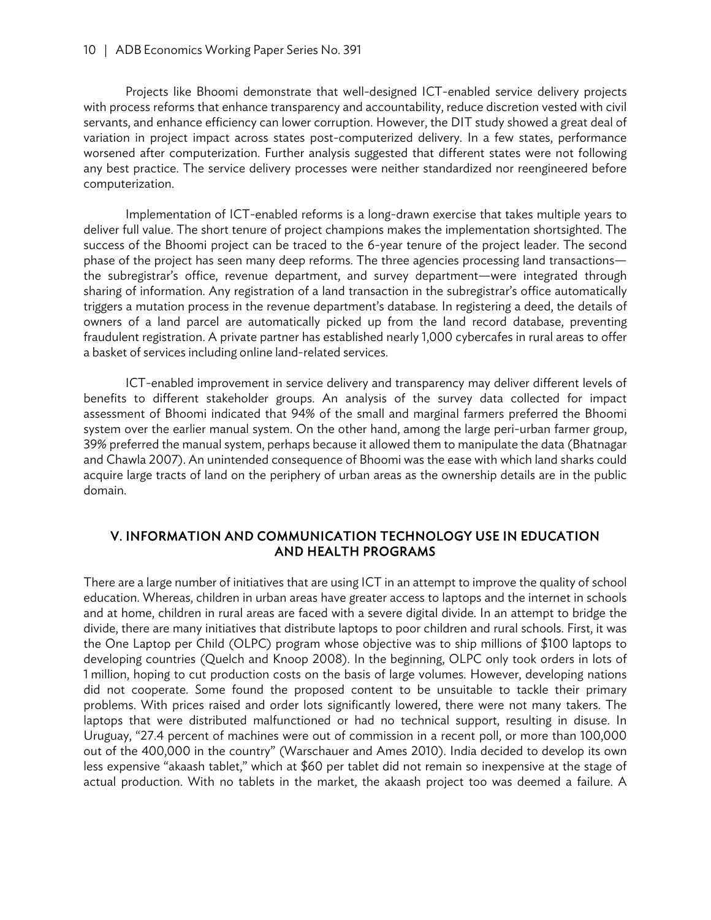Projects like Bhoomi demonstrate that well-designed ICT-enabled service delivery projects with process reforms that enhance transparency and accountability, reduce discretion vested with civil servants, and enhance efficiency can lower corruption. However, the DIT study showed a great deal of variation in project impact across states post-computerized delivery. In a few states, performance worsened after computerization. Further analysis suggested that different states were not following any best practice. The service delivery processes were neither standardized nor reengineered before computerization.

Implementation of ICT-enabled reforms is a long-drawn exercise that takes multiple years to deliver full value. The short tenure of project champions makes the implementation shortsighted. The success of the Bhoomi project can be traced to the 6-year tenure of the project leader. The second phase of the project has seen many deep reforms. The three agencies processing land transactions—the subregistrar's office, revenue department, and survey department—were integrated through sharing of information. Any registration of a land transaction in the subregistrar's office automatically triggers a mutation process in the revenue department's database. In registering a deed, the details of owners of a land parcel are automatically picked up from the land record database, preventing fraudulent registration. A private partner has established nearly 1,000 cybercafes in rural areas to offer a basket of services including online land-related services.

ICT-enabled improvement in service delivery and transparency may deliver different levels of benefits to different stakeholder groups. An analysis of the survey data collected for impact assessment of Bhoomi indicated that 94% of the small and marginal farmers preferred the Bhoomi system over the earlier manual system. On the other hand, among the large peri-urban farmer group, 39% preferred the manual system, perhaps because it allowed them to manipulate the data (Bhatnagar and Chawla 2007). An unintended consequence of Bhoomi was the ease with which land sharks could acquire large tracts of land on the periphery of urban areas as the ownership details are in the public domain.

## V. INFORMATION AND COMMUNICATION TECHNOLOGY USE IN EDUCATION AND HEALTH PROGRAMS

There are a large number of initiatives that are using ICT in an attempt to improve the quality of school education. Whereas, children in urban areas have greater access to laptops and the internet in schools and at home, children in rural areas are faced with a severe digital divide. In an attempt to bridge the divide, there are many initiatives that distribute laptops to poor children and rural schools. First, it was the One Laptop per Child (OLPC) program whose objective was to ship millions of $100 laptops to developing countries (Quelch and Knoop 2008). In the beginning, OLPC only took orders in lots of 1 million, hoping to cut production costs on the basis of large volumes. However, developing nations did not cooperate. Some found the proposed content to be unsuitable to tackle their primary problems. With prices raised and order lots significantly lowered, there were not many takers. The laptops that were distributed malfunctioned or had no technical support, resulting in disuse. In Uruguay, "27.4 percent of machines were out of commission in a recent poll, or more than 100,000 out of the 400,000 in the country" (Warschauer and Ames 2010). India decided to develop its own less expensive "akaash tablet," which at $60 per tablet did not remain so inexpensive at the stage of actual production. With no tablets in the market, the akaash project too was deemed a failure. A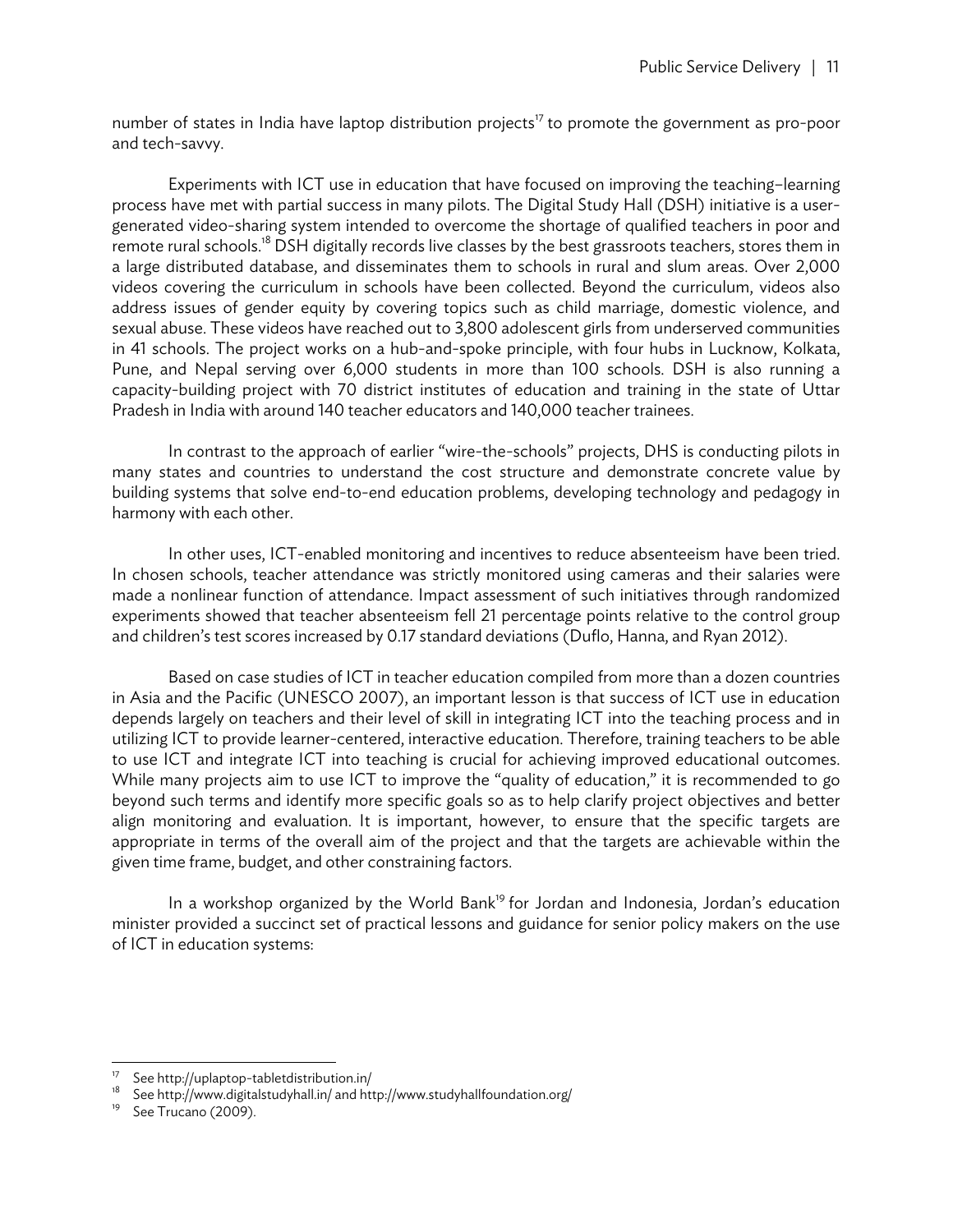number of states in India have laptop distribution projects[17] to promote the government as pro-poor and tech-savvy.

Experiments with ICT use in education that have focused on improving the teaching–learning process have met with partial success in many pilots. The Digital Study Hall (DSH) initiative is a user-generated video-sharing system intended to overcome the shortage of qualified teachers in poor and remote rural schools.[18] DSH digitally records live classes by the best grassroots teachers, stores them in a large distributed database, and disseminates them to schools in rural and slum areas. Over 2,000 videos covering the curriculum in schools have been collected. Beyond the curriculum, videos also address issues of gender equity by covering topics such as child marriage, domestic violence, and sexual abuse. These videos have reached out to 3,800 adolescent girls from underserved communities in 41 schools. The project works on a hub-and-spoke principle, with four hubs in Lucknow, Kolkata, Pune, and Nepal serving over 6,000 students in more than 100 schools. DSH is also running a capacity-building project with 70 district institutes of education and training in the state of Uttar Pradesh in India with around 140 teacher educators and 140,000 teacher trainees.

In contrast to the approach of earlier "wire-the-schools" projects, DHS is conducting pilots in many states and countries to understand the cost structure and demonstrate concrete value by building systems that solve end-to-end education problems, developing technology and pedagogy in harmony with each other.

In other uses, ICT-enabled monitoring and incentives to reduce absenteeism have been tried. In chosen schools, teacher attendance was strictly monitored using cameras and their salaries were made a nonlinear function of attendance. Impact assessment of such initiatives through randomized experiments showed that teacher absenteeism fell 21 percentage points relative to the control group and children's test scores increased by 0.17 standard deviations (Duflo, Hanna, and Ryan 2012).

Based on case studies of ICT in teacher education compiled from more than a dozen countries in Asia and the Pacific (UNESCO 2007), an important lesson is that success of ICT use in education depends largely on teachers and their level of skill in integrating ICT into the teaching process and in utilizing ICT to provide learner-centered, interactive education. Therefore, training teachers to be able to use ICT and integrate ICT into teaching is crucial for achieving improved educational outcomes. While many projects aim to use ICT to improve the "quality of education," it is recommended to go beyond such terms and identify more specific goals so as to help clarify project objectives and better align monitoring and evaluation. It is important, however, to ensure that the specific targets are appropriate in terms of the overall aim of the project and that the targets are achievable within the given time frame, budget, and other constraining factors.

In a workshop organized by the World Bank[19] for Jordan and Indonesia, Jordan's education minister provided a succinct set of practical lessons and guidance for senior policy makers on the use of ICT in education systems:

---

[17] See http://uplaptop-tabletdistribution.in/

[18] See http://www.digitalstudyhall.in/ and http://www.studyhallfoundation.org/

[19] See Trucano (2009).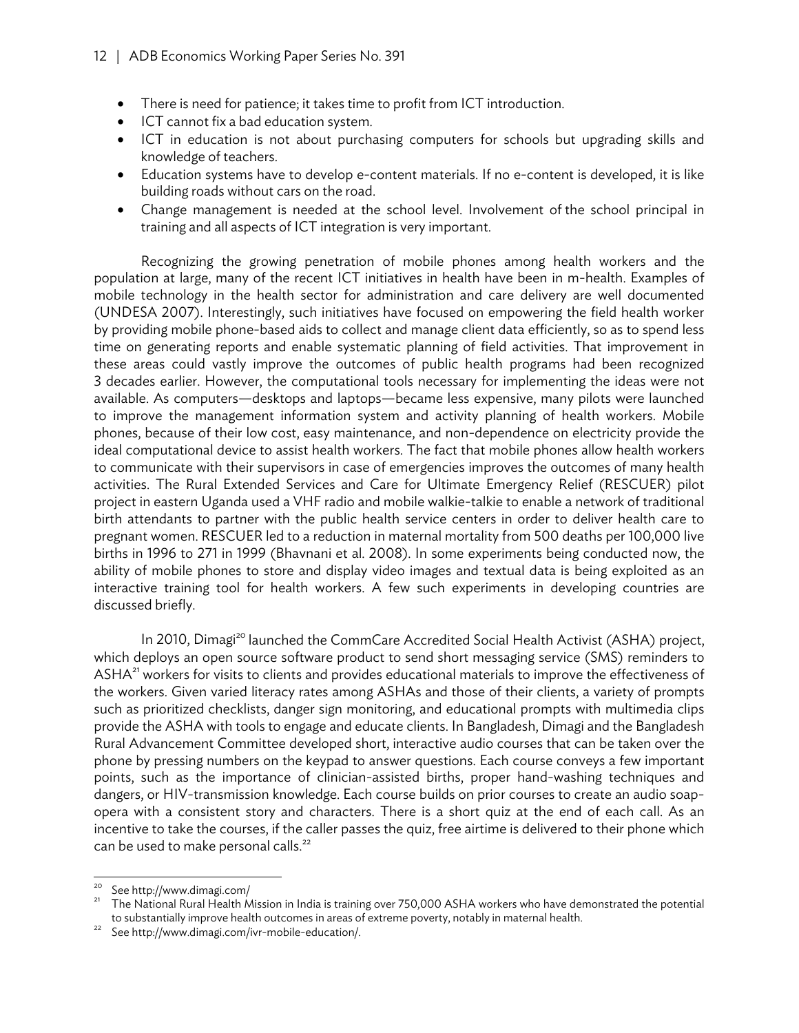- There is need for patience; it takes time to profit from ICT introduction.
- ICT cannot fix a bad education system.
- ICT in education is not about purchasing computers for schools but upgrading skills and knowledge of teachers.
- Education systems have to develop e-content materials. If no e-content is developed, it is like building roads without cars on the road.
- Change management is needed at the school level. Involvement of the school principal in training and all aspects of ICT integration is very important.

Recognizing the growing penetration of mobile phones among health workers and the population at large, many of the recent ICT initiatives in health have been in m-health. Examples of mobile technology in the health sector for administration and care delivery are well documented (UNDESA 2007). Interestingly, such initiatives have focused on empowering the field health worker by providing mobile phone-based aids to collect and manage client data efficiently, so as to spend less time on generating reports and enable systematic planning of field activities. That improvement in these areas could vastly improve the outcomes of public health programs had been recognized 3 decades earlier. However, the computational tools necessary for implementing the ideas were not available. As computers—desktops and laptops—became less expensive, many pilots were launched to improve the management information system and activity planning of health workers. Mobile phones, because of their low cost, easy maintenance, and non-dependence on electricity provide the ideal computational device to assist health workers. The fact that mobile phones allow health workers to communicate with their supervisors in case of emergencies improves the outcomes of many health activities. The Rural Extended Services and Care for Ultimate Emergency Relief (RESCUER) pilot project in eastern Uganda used a VHF radio and mobile walkie-talkie to enable a network of traditional birth attendants to partner with the public health service centers in order to deliver health care to pregnant women. RESCUER led to a reduction in maternal mortality from 500 deaths per 100,000 live births in 1996 to 271 in 1999 (Bhavnani et al. 2008). In some experiments being conducted now, the ability of mobile phones to store and display video images and textual data is being exploited as an interactive training tool for health workers. A few such experiments in developing countries are discussed briefly.

In 2010, Dimagi[20] launched the CommCare Accredited Social Health Activist (ASHA) project, which deploys an open source software product to send short messaging service (SMS) reminders to ASHA[21] workers for visits to clients and provides educational materials to improve the effectiveness of the workers. Given varied literacy rates among ASHAs and those of their clients, a variety of prompts such as prioritized checklists, danger sign monitoring, and educational prompts with multimedia clips provide the ASHA with tools to engage and educate clients. In Bangladesh, Dimagi and the Bangladesh Rural Advancement Committee developed short, interactive audio courses that can be taken over the phone by pressing numbers on the keypad to answer questions. Each course conveys a few important points, such as the importance of clinician-assisted births, proper hand-washing techniques and dangers, or HIV-transmission knowledge. Each course builds on prior courses to create an audio soap-opera with a consistent story and characters. There is a short quiz at the end of each call. As an incentive to take the courses, if the caller passes the quiz, free airtime is delivered to their phone which can be used to make personal calls.[22]

---

[20] See http://www.dimagi.com/

[21] The National Rural Health Mission in India is training over 750,000 ASHA workers who have demonstrated the potential to substantially improve health outcomes in areas of extreme poverty, notably in maternal health.

[22] See http://www.dimagi.com/ivr-mobile-education/.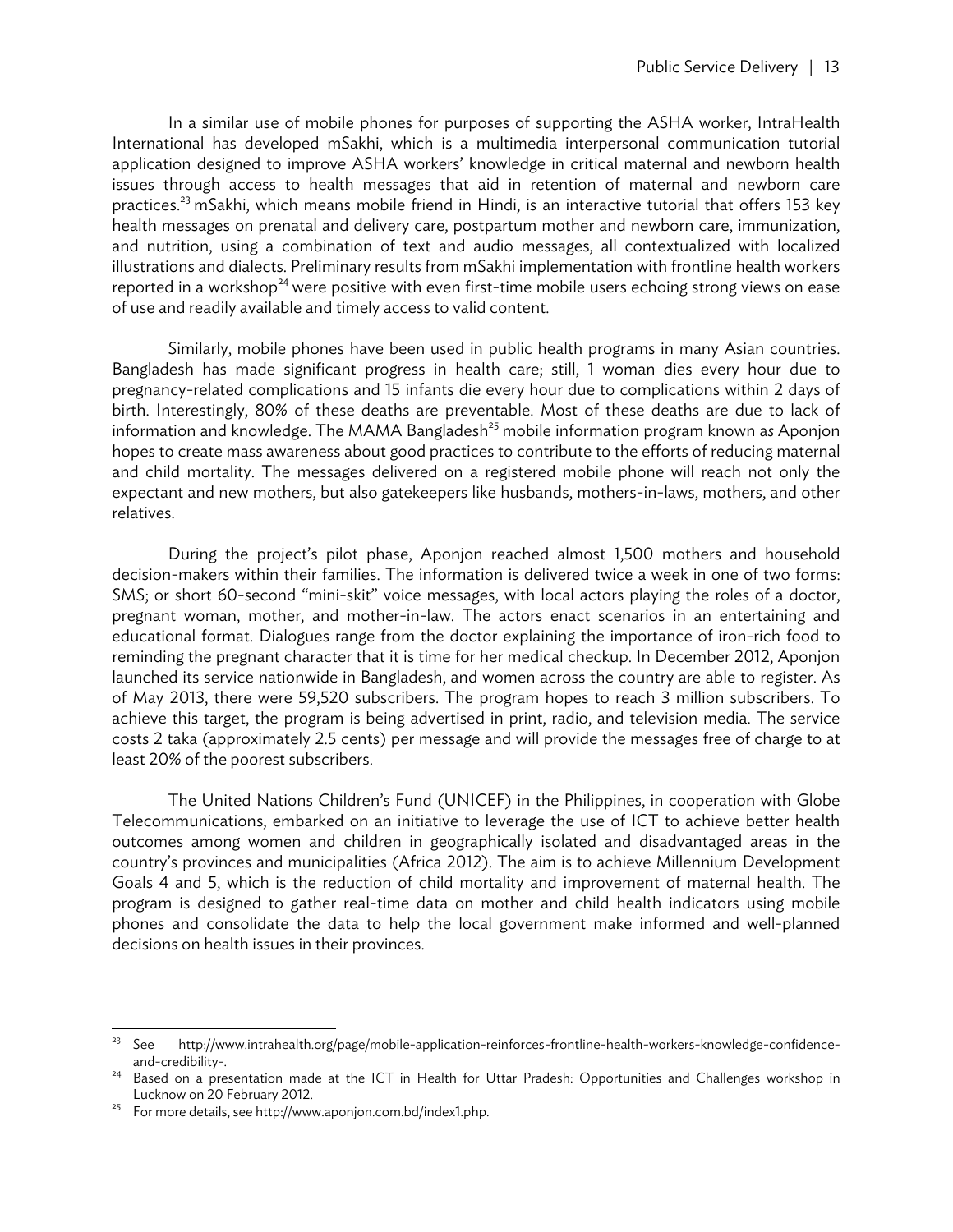In a similar use of mobile phones for purposes of supporting the ASHA worker, IntraHealth International has developed mSakhi, which is a multimedia interpersonal communication tutorial application designed to improve ASHA workers' knowledge in critical maternal and newborn health issues through access to health messages that aid in retention of maternal and newborn care practices.[23] mSakhi, which means mobile friend in Hindi, is an interactive tutorial that offers 153 key health messages on prenatal and delivery care, postpartum mother and newborn care, immunization, and nutrition, using a combination of text and audio messages, all contextualized with localized illustrations and dialects. Preliminary results from mSakhi implementation with frontline health workers reported in a workshop[24] were positive with even first-time mobile users echoing strong views on ease of use and readily available and timely access to valid content.

Similarly, mobile phones have been used in public health programs in many Asian countries. Bangladesh has made significant progress in health care; still, 1 woman dies every hour due to pregnancy-related complications and 15 infants die every hour due to complications within 2 days of birth. Interestingly, 80% of these deaths are preventable. Most of these deaths are due to lack of information and knowledge. The MAMA Bangladesh[25] mobile information program known as Aponjon hopes to create mass awareness about good practices to contribute to the efforts of reducing maternal and child mortality. The messages delivered on a registered mobile phone will reach not only the expectant and new mothers, but also gatekeepers like husbands, mothers-in-laws, mothers, and other relatives.

During the project's pilot phase, Aponjon reached almost 1,500 mothers and household decision-makers within their families. The information is delivered twice a week in one of two forms: SMS; or short 60-second "mini-skit" voice messages, with local actors playing the roles of a doctor, pregnant woman, mother, and mother-in-law. The actors enact scenarios in an entertaining and educational format. Dialogues range from the doctor explaining the importance of iron-rich food to reminding the pregnant character that it is time for her medical checkup. In December 2012, Aponjon launched its service nationwide in Bangladesh, and women across the country are able to register. As of May 2013, there were 59,520 subscribers. The program hopes to reach 3 million subscribers. To achieve this target, the program is being advertised in print, radio, and television media. The service costs 2 taka (approximately 2.5 cents) per message and will provide the messages free of charge to at least 20% of the poorest subscribers.

The United Nations Children's Fund (UNICEF) in the Philippines, in cooperation with Globe Telecommunications, embarked on an initiative to leverage the use of ICT to achieve better health outcomes among women and children in geographically isolated and disadvantaged areas in the country's provinces and municipalities (Africa 2012). The aim is to achieve Millennium Development Goals 4 and 5, which is the reduction of child mortality and improvement of maternal health. The program is designed to gather real-time data on mother and child health indicators using mobile phones and consolidate the data to help the local government make informed and well-planned decisions on health issues in their provinces.

---

[23] See http://www.intrahealth.org/page/mobile-application-reinforces-frontline-health-workers-knowledge-confidence-and-credibility-.

[24] Based on a presentation made at the ICT in Health for Uttar Pradesh: Opportunities and Challenges workshop in Lucknow on 20 February 2012.

[25] For more details, see http://www.aponjon.com.bd/index1.php.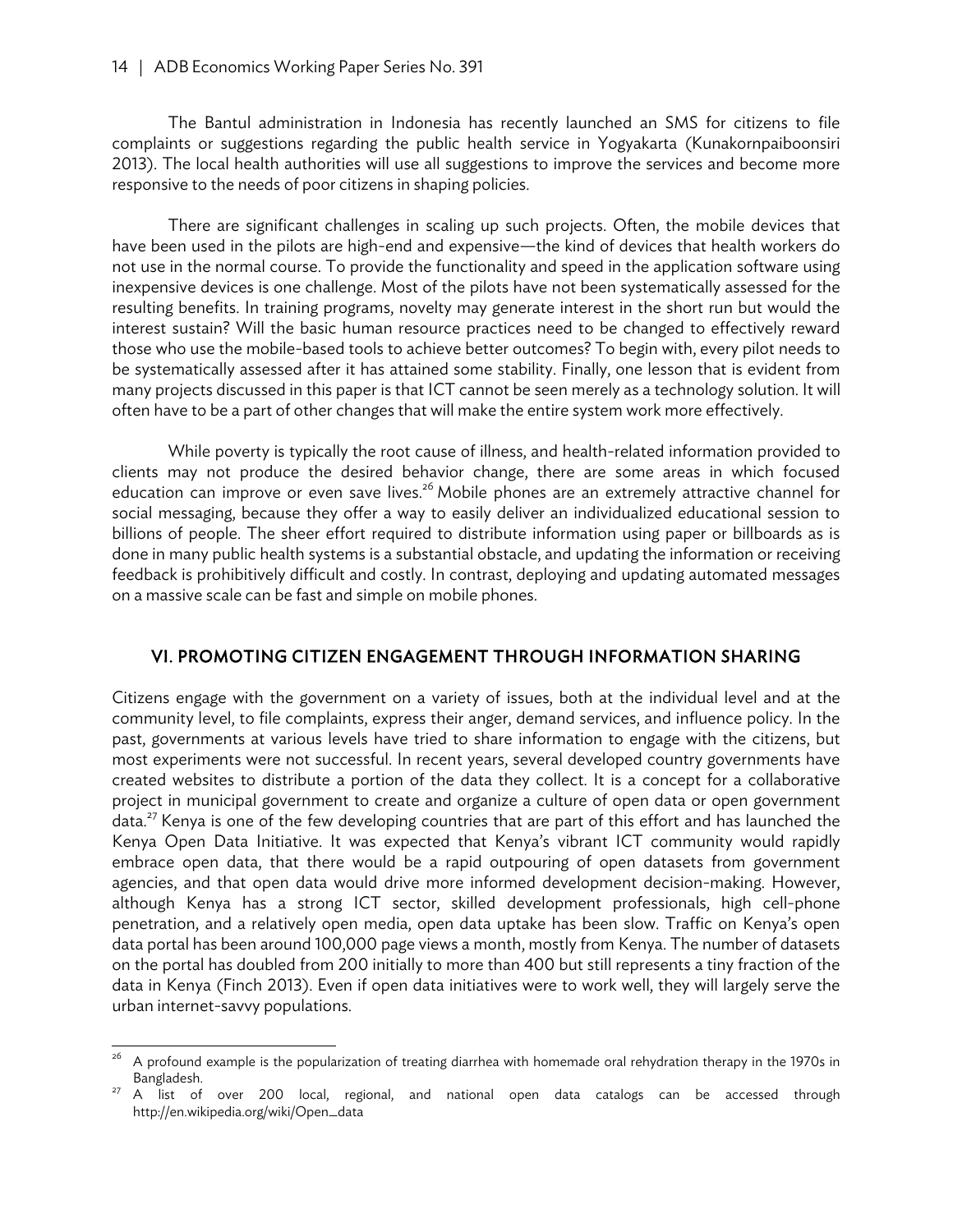The Bantul administration in Indonesia has recently launched an SMS for citizens to file complaints or suggestions regarding the public health service in Yogyakarta (Kunakornpaiboonsiri 2013). The local health authorities will use all suggestions to improve the services and become more responsive to the needs of poor citizens in shaping policies.

There are significant challenges in scaling up such projects. Often, the mobile devices that have been used in the pilots are high-end and expensive—the kind of devices that health workers do not use in the normal course. To provide the functionality and speed in the application software using inexpensive devices is one challenge. Most of the pilots have not been systematically assessed for the resulting benefits. In training programs, novelty may generate interest in the short run but would the interest sustain? Will the basic human resource practices need to be changed to effectively reward those who use the mobile-based tools to achieve better outcomes? To begin with, every pilot needs to be systematically assessed after it has attained some stability. Finally, one lesson that is evident from many projects discussed in this paper is that ICT cannot be seen merely as a technology solution. It will often have to be a part of other changes that will make the entire system work more effectively.

While poverty is typically the root cause of illness, and health-related information provided to clients may not produce the desired behavior change, there are some areas in which focused education can improve or even save lives.[26] Mobile phones are an extremely attractive channel for social messaging, because they offer a way to easily deliver an individualized educational session to billions of people. The sheer effort required to distribute information using paper or billboards as is done in many public health systems is a substantial obstacle, and updating the information or receiving feedback is prohibitively difficult and costly. In contrast, deploying and updating automated messages on a massive scale can be fast and simple on mobile phones.

## VI. PROMOTING CITIZEN ENGAGEMENT THROUGH INFORMATION SHARING

Citizens engage with the government on a variety of issues, both at the individual level and at the community level, to file complaints, express their anger, demand services, and influence policy. In the past, governments at various levels have tried to share information to engage with the citizens, but most experiments were not successful. In recent years, several developed country governments have created websites to distribute a portion of the data they collect. It is a concept for a collaborative project in municipal government to create and organize a culture of open data or open government data.[27] Kenya is one of the few developing countries that are part of this effort and has launched the Kenya Open Data Initiative. It was expected that Kenya's vibrant ICT community would rapidly embrace open data, that there would be a rapid outpouring of open datasets from government agencies, and that open data would drive more informed development decision-making. However, although Kenya has a strong ICT sector, skilled development professionals, high cell-phone penetration, and a relatively open media, open data uptake has been slow. Traffic on Kenya's open data portal has been around 100,000 page views a month, mostly from Kenya. The number of datasets on the portal has doubled from 200 initially to more than 400 but still represents a tiny fraction of the data in Kenya (Finch 2013). Even if open data initiatives were to work well, they will largely serve the urban internet-savvy populations.

---

[26] A profound example is the popularization of treating diarrhea with homemade oral rehydration therapy in the 1970s in Bangladesh.

[27] A list of over 200 local, regional, and national open data catalogs can be accessed through http://en.wikipedia.org/wiki/Open_data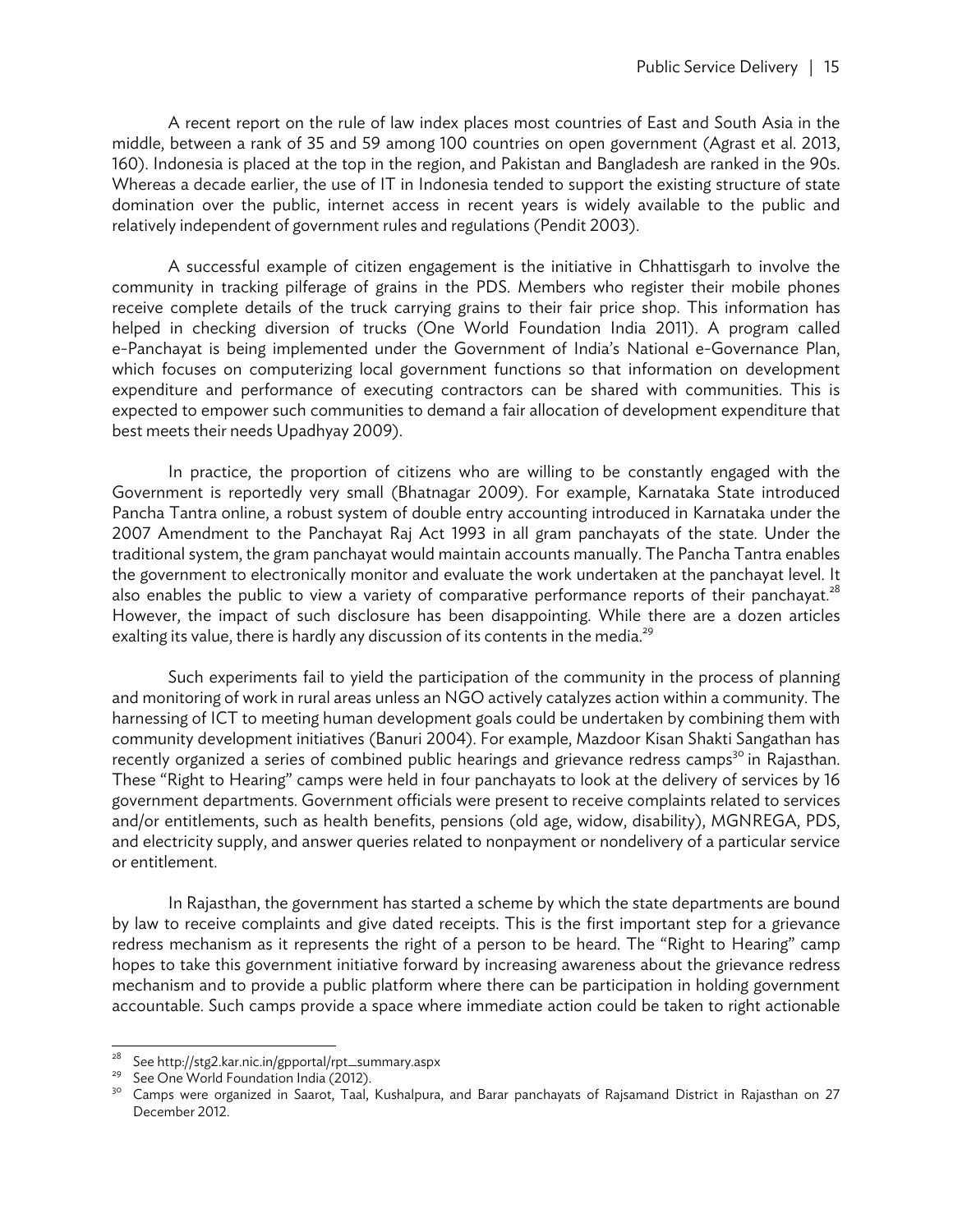A recent report on the rule of law index places most countries of East and South Asia in the middle, between a rank of 35 and 59 among 100 countries on open government (Agrast et al. 2013, 160). Indonesia is placed at the top in the region, and Pakistan and Bangladesh are ranked in the 90s. Whereas a decade earlier, the use of IT in Indonesia tended to support the existing structure of state domination over the public, internet access in recent years is widely available to the public and relatively independent of government rules and regulations (Pendit 2003).

A successful example of citizen engagement is the initiative in Chhattisgarh to involve the community in tracking pilferage of grains in the PDS. Members who register their mobile phones receive complete details of the truck carrying grains to their fair price shop. This information has helped in checking diversion of trucks (One World Foundation India 2011). A program called e-Panchayat is being implemented under the Government of India's National e-Governance Plan, which focuses on computerizing local government functions so that information on development expenditure and performance of executing contractors can be shared with communities. This is expected to empower such communities to demand a fair allocation of development expenditure that best meets their needs Upadhyay 2009).

In practice, the proportion of citizens who are willing to be constantly engaged with the Government is reportedly very small (Bhatnagar 2009). For example, Karnataka State introduced Pancha Tantra online, a robust system of double entry accounting introduced in Karnataka under the 2007 Amendment to the Panchayat Raj Act 1993 in all gram panchayats of the state. Under the traditional system, the gram panchayat would maintain accounts manually. The Pancha Tantra enables the government to electronically monitor and evaluate the work undertaken at the panchayat level. It also enables the public to view a variety of comparative performance reports of their panchayat.[28] However, the impact of such disclosure has been disappointing. While there are a dozen articles exalting its value, there is hardly any discussion of its contents in the media.[29]

Such experiments fail to yield the participation of the community in the process of planning and monitoring of work in rural areas unless an NGO actively catalyzes action within a community. The harnessing of ICT to meeting human development goals could be undertaken by combining them with community development initiatives (Banuri 2004). For example, Mazdoor Kisan Shakti Sangathan has recently organized a series of combined public hearings and grievance redress camps[30] in Rajasthan. These "Right to Hearing" camps were held in four panchayats to look at the delivery of services by 16 government departments. Government officials were present to receive complaints related to services and/or entitlements, such as health benefits, pensions (old age, widow, disability), MGNREGA, PDS, and electricity supply, and answer queries related to nonpayment or nondelivery of a particular service or entitlement.

In Rajasthan, the government has started a scheme by which the state departments are bound by law to receive complaints and give dated receipts. This is the first important step for a grievance redress mechanism as it represents the right of a person to be heard. The "Right to Hearing" camp hopes to take this government initiative forward by increasing awareness about the grievance redress mechanism and to provide a public platform where there can be participation in holding government accountable. Such camps provide a space where immediate action could be taken to right actionable

---

[28] See http://stg2.kar.nic.in/gpportal/rpt_summary.aspx

[29] See One World Foundation India (2012).

[30] Camps were organized in Saarot, Taal, Kushalpura, and Barar panchayats of Rajsamand District in Rajasthan on 27 December 2012.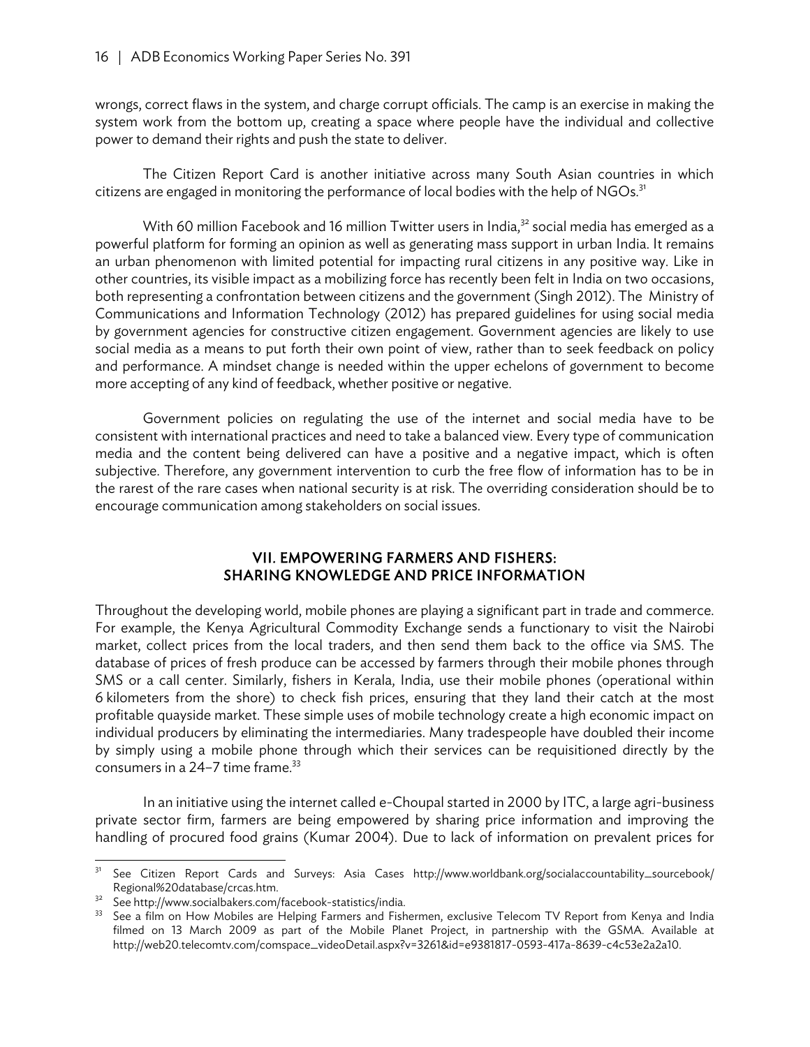wrongs, correct flaws in the system, and charge corrupt officials. The camp is an exercise in making the system work from the bottom up, creating a space where people have the individual and collective power to demand their rights and push the state to deliver.

The Citizen Report Card is another initiative across many South Asian countries in which citizens are engaged in monitoring the performance of local bodies with the help of NGOs.[31]

With 60 million Facebook and 16 million Twitter users in India,[32] social media has emerged as a powerful platform for forming an opinion as well as generating mass support in urban India. It remains an urban phenomenon with limited potential for impacting rural citizens in any positive way. Like in other countries, its visible impact as a mobilizing force has recently been felt in India on two occasions, both representing a confrontation between citizens and the government (Singh 2012). The Ministry of Communications and Information Technology (2012) has prepared guidelines for using social media by government agencies for constructive citizen engagement. Government agencies are likely to use social media as a means to put forth their own point of view, rather than to seek feedback on policy and performance. A mindset change is needed within the upper echelons of government to become more accepting of any kind of feedback, whether positive or negative.

Government policies on regulating the use of the internet and social media have to be consistent with international practices and need to take a balanced view. Every type of communication media and the content being delivered can have a positive and a negative impact, which is often subjective. Therefore, any government intervention to curb the free flow of information has to be in the rarest of the rare cases when national security is at risk. The overriding consideration should be to encourage communication among stakeholders on social issues.

## VII. EMPOWERING FARMERS AND FISHERS: SHARING KNOWLEDGE AND PRICE INFORMATION

Throughout the developing world, mobile phones are playing a significant part in trade and commerce. For example, the Kenya Agricultural Commodity Exchange sends a functionary to visit the Nairobi market, collect prices from the local traders, and then send them back to the office via SMS. The database of prices of fresh produce can be accessed by farmers through their mobile phones through SMS or a call center. Similarly, fishers in Kerala, India, use their mobile phones (operational within 6 kilometers from the shore) to check fish prices, ensuring that they land their catch at the most profitable quayside market. These simple uses of mobile technology create a high economic impact on individual producers by eliminating the intermediaries. Many tradespeople have doubled their income by simply using a mobile phone through which their services can be requisitioned directly by the consumers in a 24–7 time frame.[33]

In an initiative using the internet called e-Choupal started in 2000 by ITC, a large agri-business private sector firm, farmers are being empowered by sharing price information and improving the handling of procured food grains (Kumar 2004). Due to lack of information on prevalent prices for

---

[31] See Citizen Report Cards and Surveys: Asia Cases http://www.worldbank.org/socialaccountability_sourcebook/Regional%20database/crcas.htm.

[32] See http://www.socialbakers.com/facebook-statistics/india.

[33] See a film on How Mobiles are Helping Farmers and Fishermen, exclusive Telecom TV Report from Kenya and India filmed on 13 March 2009 as part of the Mobile Planet Project, in partnership with the GSMA. Available at http://web20.telecomtv.com/comspace_videoDetail.aspx?v=3261&id=e9381817-0593-417a-8639-c4c53e2a2a10.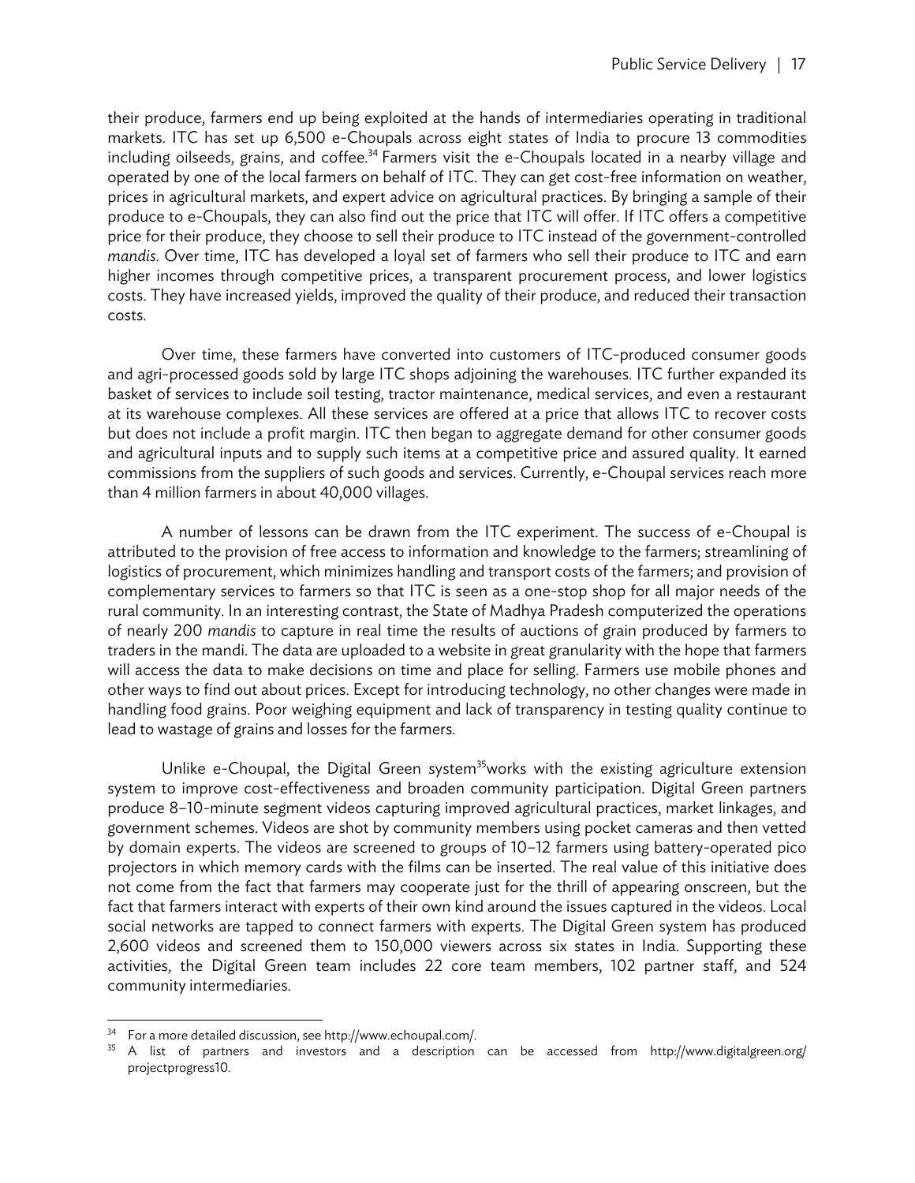their produce, farmers end up being exploited at the hands of intermediaries operating in traditional markets. ITC has set up 6,500 e-Choupals across eight states of India to procure 13 commodities including oilseeds, grains, and coffee.[34] Farmers visit the e-Choupals located in a nearby village and operated by one of the local farmers on behalf of ITC. They can get cost-free information on weather, prices in agricultural markets, and expert advice on agricultural practices. By bringing a sample of their produce to e-Choupals, they can also find out the price that ITC will offer. If ITC offers a competitive price for their produce, they choose to sell their produce to ITC instead of the government-controlled *mandis*. Over time, ITC has developed a loyal set of farmers who sell their produce to ITC and earn higher incomes through competitive prices, a transparent procurement process, and lower logistics costs. They have increased yields, improved the quality of their produce, and reduced their transaction costs.

Over time, these farmers have converted into customers of ITC-produced consumer goods and agri-processed goods sold by large ITC shops adjoining the warehouses. ITC further expanded its basket of services to include soil testing, tractor maintenance, medical services, and even a restaurant at its warehouse complexes. All these services are offered at a price that allows ITC to recover costs but does not include a profit margin. ITC then began to aggregate demand for other consumer goods and agricultural inputs and to supply such items at a competitive price and assured quality. It earned commissions from the suppliers of such goods and services. Currently, e-Choupal services reach more than 4 million farmers in about 40,000 villages.

A number of lessons can be drawn from the ITC experiment. The success of e-Choupal is attributed to the provision of free access to information and knowledge to the farmers; streamlining of logistics of procurement, which minimizes handling and transport costs of the farmers; and provision of complementary services to farmers so that ITC is seen as a one-stop shop for all major needs of the rural community. In an interesting contrast, the State of Madhya Pradesh computerized the operations of nearly 200 *mandis* to capture in real time the results of auctions of grain produced by farmers to traders in the mandi. The data are uploaded to a website in great granularity with the hope that farmers will access the data to make decisions on time and place for selling. Farmers use mobile phones and other ways to find out about prices. Except for introducing technology, no other changes were made in handling food grains. Poor weighing equipment and lack of transparency in testing quality continue to lead to wastage of grains and losses for the farmers.

Unlike e-Choupal, the Digital Green system[35]works with the existing agriculture extension system to improve cost-effectiveness and broaden community participation. Digital Green partners produce 8–10-minute segment videos capturing improved agricultural practices, market linkages, and government schemes. Videos are shot by community members using pocket cameras and then vetted by domain experts. The videos are screened to groups of 10–12 farmers using battery-operated pico projectors in which memory cards with the films can be inserted. The real value of this initiative does not come from the fact that farmers may cooperate just for the thrill of appearing onscreen, but the fact that farmers interact with experts of their own kind around the issues captured in the videos. Local social networks are tapped to connect farmers with experts. The Digital Green system has produced 2,600 videos and screened them to 150,000 viewers across six states in India. Supporting these activities, the Digital Green team includes 22 core team members, 102 partner staff, and 524 community intermediaries.

---

[34] For a more detailed discussion, see http://www.echoupal.com/.

[35] A list of partners and investors and a description can be accessed from http://www.digitalgreen.org/projectprogress10.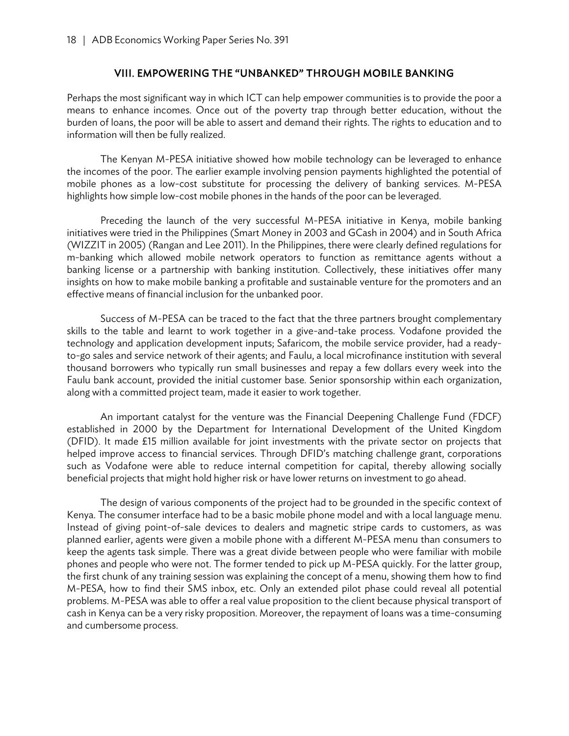## VIII. EMPOWERING THE "UNBANKED" THROUGH MOBILE BANKING

Perhaps the most significant way in which ICT can help empower communities is to provide the poor a means to enhance incomes. Once out of the poverty trap through better education, without the burden of loans, the poor will be able to assert and demand their rights. The rights to education and to information will then be fully realized.

The Kenyan M-PESA initiative showed how mobile technology can be leveraged to enhance the incomes of the poor. The earlier example involving pension payments highlighted the potential of mobile phones as a low-cost substitute for processing the delivery of banking services. M-PESA highlights how simple low-cost mobile phones in the hands of the poor can be leveraged.

Preceding the launch of the very successful M-PESA initiative in Kenya, mobile banking initiatives were tried in the Philippines (Smart Money in 2003 and GCash in 2004) and in South Africa (WIZZIT in 2005) (Rangan and Lee 2011). In the Philippines, there were clearly defined regulations for m-banking which allowed mobile network operators to function as remittance agents without a banking license or a partnership with banking institution. Collectively, these initiatives offer many insights on how to make mobile banking a profitable and sustainable venture for the promoters and an effective means of financial inclusion for the unbanked poor.

Success of M-PESA can be traced to the fact that the three partners brought complementary skills to the table and learnt to work together in a give-and-take process. Vodafone provided the technology and application development inputs; Safaricom, the mobile service provider, had a ready-to-go sales and service network of their agents; and Faulu, a local microfinance institution with several thousand borrowers who typically run small businesses and repay a few dollars every week into the Faulu bank account, provided the initial customer base. Senior sponsorship within each organization, along with a committed project team, made it easier to work together.

An important catalyst for the venture was the Financial Deepening Challenge Fund (FDCF) established in 2000 by the Department for International Development of the United Kingdom (DFID). It made £15 million available for joint investments with the private sector on projects that helped improve access to financial services. Through DFID's matching challenge grant, corporations such as Vodafone were able to reduce internal competition for capital, thereby allowing socially beneficial projects that might hold higher risk or have lower returns on investment to go ahead.

The design of various components of the project had to be grounded in the specific context of Kenya. The consumer interface had to be a basic mobile phone model and with a local language menu. Instead of giving point-of-sale devices to dealers and magnetic stripe cards to customers, as was planned earlier, agents were given a mobile phone with a different M-PESA menu than consumers to keep the agents task simple. There was a great divide between people who were familiar with mobile phones and people who were not. The former tended to pick up M-PESA quickly. For the latter group, the first chunk of any training session was explaining the concept of a menu, showing them how to find M-PESA, how to find their SMS inbox, etc. Only an extended pilot phase could reveal all potential problems. M-PESA was able to offer a real value proposition to the client because physical transport of cash in Kenya can be a very risky proposition. Moreover, the repayment of loans was a time-consuming and cumbersome process.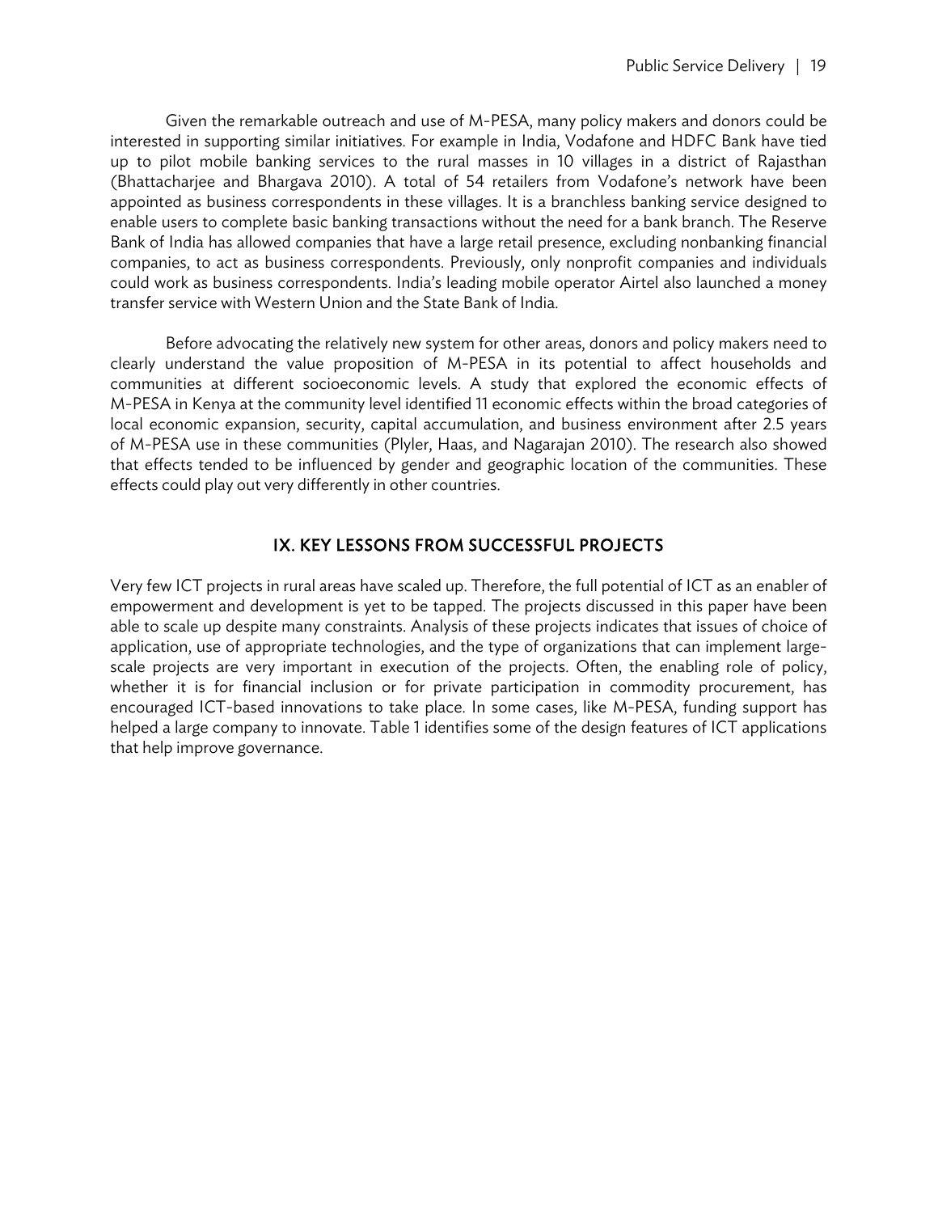Given the remarkable outreach and use of M-PESA, many policy makers and donors could be interested in supporting similar initiatives. For example in India, Vodafone and HDFC Bank have tied up to pilot mobile banking services to the rural masses in 10 villages in a district of Rajasthan (Bhattacharjee and Bhargava 2010). A total of 54 retailers from Vodafone's network have been appointed as business correspondents in these villages. It is a branchless banking service designed to enable users to complete basic banking transactions without the need for a bank branch. The Reserve Bank of India has allowed companies that have a large retail presence, excluding nonbanking financial companies, to act as business correspondents. Previously, only nonprofit companies and individuals could work as business correspondents. India's leading mobile operator Airtel also launched a money transfer service with Western Union and the State Bank of India.

Before advocating the relatively new system for other areas, donors and policy makers need to clearly understand the value proposition of M-PESA in its potential to affect households and communities at different socioeconomic levels. A study that explored the economic effects of M-PESA in Kenya at the community level identified 11 economic effects within the broad categories of local economic expansion, security, capital accumulation, and business environment after 2.5 years of M-PESA use in these communities (Plyler, Haas, and Nagarajan 2010). The research also showed that effects tended to be influenced by gender and geographic location of the communities. These effects could play out very differently in other countries.

## IX. KEY LESSONS FROM SUCCESSFUL PROJECTS

Very few ICT projects in rural areas have scaled up. Therefore, the full potential of ICT as an enabler of empowerment and development is yet to be tapped. The projects discussed in this paper have been able to scale up despite many constraints. Analysis of these projects indicates that issues of choice of application, use of appropriate technologies, and the type of organizations that can implement large-scale projects are very important in execution of the projects. Often, the enabling role of policy, whether it is for financial inclusion or for private participation in commodity procurement, has encouraged ICT-based innovations to take place. In some cases, like M-PESA, funding support has helped a large company to innovate. Table 1 identifies some of the design features of ICT applications that help improve governance.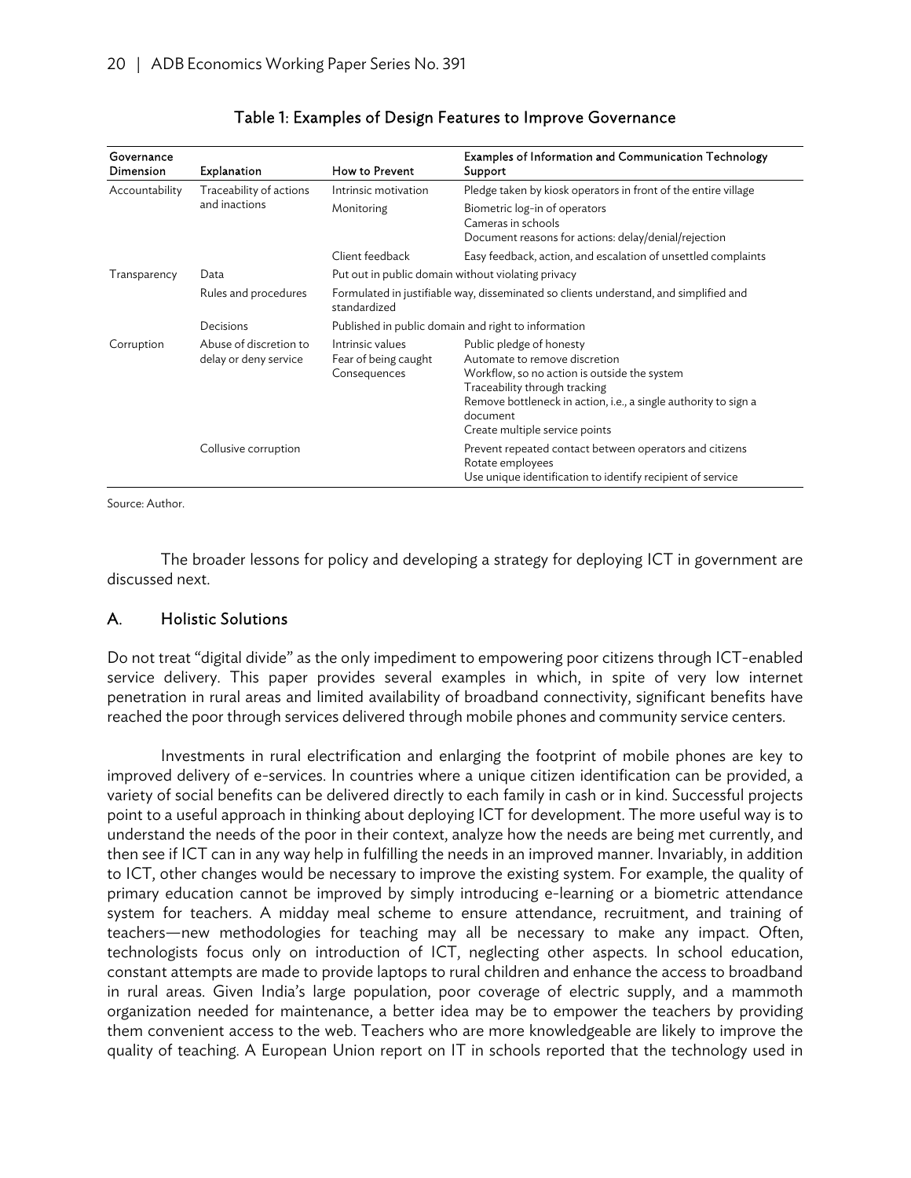Table 1: Examples of Design Features to Improve Governance

| Governance Dimension | Explanation | How to Prevent | Examples of Information and Communication Technology Support |
|---|---|---|---|
| Accountability | Traceability of actions and inactions | Intrinsic motivation | Pledge taken by kiosk operators in front of the entire village |
| | | Monitoring | Biometric log-in of operators<br>Cameras in schools<br>Document reasons for actions: delay/denial/rejection |
| | | Client feedback | Easy feedback, action, and escalation of unsettled complaints |
| Transparency | Data | Put out in public domain without violating privacy | |
| | Rules and procedures | Formulated in justifiable way, disseminated so clients understand, and simplified and standardized | |
| | Decisions | Published in public domain and right to information | |
| Corruption | Abuse of discretion to delay or deny service | Intrinsic values<br>Fear of being caught<br>Consequences | Public pledge of honesty<br>Automate to remove discretion<br>Workflow, so no action is outside the system<br>Traceability through tracking<br>Remove bottleneck in action, i.e., a single authority to sign a document<br>Create multiple service points |
| | Collusive corruption | | Prevent repeated contact between operators and citizens<br>Rotate employees<br>Use unique identification to identify recipient of service |

Source: Author.

The broader lessons for policy and developing a strategy for deploying ICT in government are discussed next.

## A. Holistic Solutions

Do not treat "digital divide" as the only impediment to empowering poor citizens through ICT-enabled service delivery. This paper provides several examples in which, in spite of very low internet penetration in rural areas and limited availability of broadband connectivity, significant benefits have reached the poor through services delivered through mobile phones and community service centers.

Investments in rural electrification and enlarging the footprint of mobile phones are key to improved delivery of e-services. In countries where a unique citizen identification can be provided, a variety of social benefits can be delivered directly to each family in cash or in kind. Successful projects point to a useful approach in thinking about deploying ICT for development. The more useful way is to understand the needs of the poor in their context, analyze how the needs are being met currently, and then see if ICT can in any way help in fulfilling the needs in an improved manner. Invariably, in addition to ICT, other changes would be necessary to improve the existing system. For example, the quality of primary education cannot be improved by simply introducing e-learning or a biometric attendance system for teachers. A midday meal scheme to ensure attendance, recruitment, and training of teachers—new methodologies for teaching may all be necessary to make any impact. Often, technologists focus only on introduction of ICT, neglecting other aspects. In school education, constant attempts are made to provide laptops to rural children and enhance the access to broadband in rural areas. Given India's large population, poor coverage of electric supply, and a mammoth organization needed for maintenance, a better idea may be to empower the teachers by providing them convenient access to the web. Teachers who are more knowledgeable are likely to improve the quality of teaching. A European Union report on IT in schools reported that the technology used in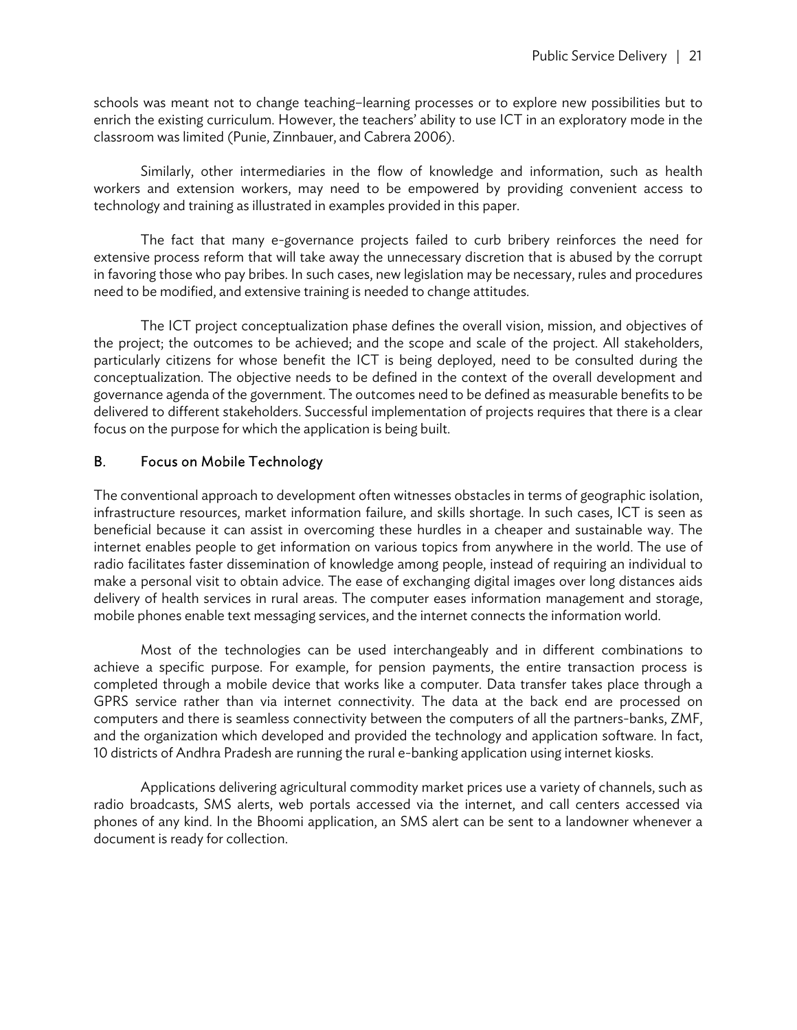schools was meant not to change teaching–learning processes or to explore new possibilities but to enrich the existing curriculum. However, the teachers' ability to use ICT in an exploratory mode in the classroom was limited (Punie, Zinnbauer, and Cabrera 2006).

Similarly, other intermediaries in the flow of knowledge and information, such as health workers and extension workers, may need to be empowered by providing convenient access to technology and training as illustrated in examples provided in this paper.

The fact that many e-governance projects failed to curb bribery reinforces the need for extensive process reform that will take away the unnecessary discretion that is abused by the corrupt in favoring those who pay bribes. In such cases, new legislation may be necessary, rules and procedures need to be modified, and extensive training is needed to change attitudes.

The ICT project conceptualization phase defines the overall vision, mission, and objectives of the project; the outcomes to be achieved; and the scope and scale of the project. All stakeholders, particularly citizens for whose benefit the ICT is being deployed, need to be consulted during the conceptualization. The objective needs to be defined in the context of the overall development and governance agenda of the government. The outcomes need to be defined as measurable benefits to be delivered to different stakeholders. Successful implementation of projects requires that there is a clear focus on the purpose for which the application is being built.

## B. Focus on Mobile Technology

The conventional approach to development often witnesses obstacles in terms of geographic isolation, infrastructure resources, market information failure, and skills shortage. In such cases, ICT is seen as beneficial because it can assist in overcoming these hurdles in a cheaper and sustainable way. The internet enables people to get information on various topics from anywhere in the world. The use of radio facilitates faster dissemination of knowledge among people, instead of requiring an individual to make a personal visit to obtain advice. The ease of exchanging digital images over long distances aids delivery of health services in rural areas. The computer eases information management and storage, mobile phones enable text messaging services, and the internet connects the information world.

Most of the technologies can be used interchangeably and in different combinations to achieve a specific purpose. For example, for pension payments, the entire transaction process is completed through a mobile device that works like a computer. Data transfer takes place through a GPRS service rather than via internet connectivity. The data at the back end are processed on computers and there is seamless connectivity between the computers of all the partners-banks, ZMF, and the organization which developed and provided the technology and application software. In fact, 10 districts of Andhra Pradesh are running the rural e-banking application using internet kiosks.

Applications delivering agricultural commodity market prices use a variety of channels, such as radio broadcasts, SMS alerts, web portals accessed via the internet, and call centers accessed via phones of any kind. In the Bhoomi application, an SMS alert can be sent to a landowner whenever a document is ready for collection.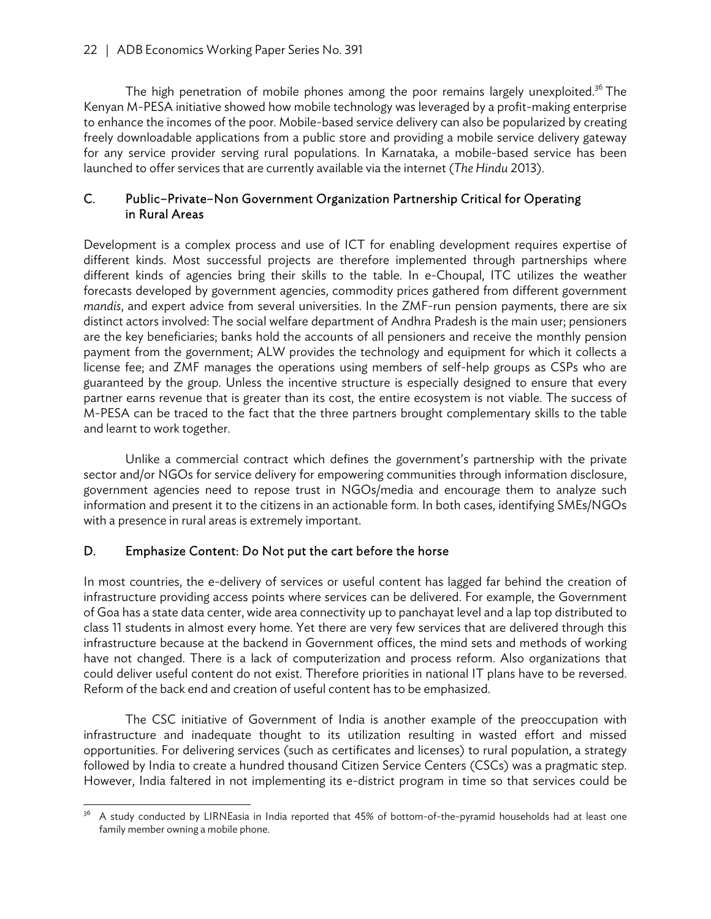The high penetration of mobile phones among the poor remains largely unexploited.[36] The Kenyan M-PESA initiative showed how mobile technology was leveraged by a profit-making enterprise to enhance the incomes of the poor. Mobile-based service delivery can also be popularized by creating freely downloadable applications from a public store and providing a mobile service delivery gateway for any service provider serving rural populations. In Karnataka, a mobile-based service has been launched to offer services that are currently available via the internet (*The Hindu* 2013).

## C. Public–Private–Non Government Organization Partnership Critical for Operating in Rural Areas

Development is a complex process and use of ICT for enabling development requires expertise of different kinds. Most successful projects are therefore implemented through partnerships where different kinds of agencies bring their skills to the table. In e-Choupal, ITC utilizes the weather forecasts developed by government agencies, commodity prices gathered from different government *mandis*, and expert advice from several universities. In the ZMF-run pension payments, there are six distinct actors involved: The social welfare department of Andhra Pradesh is the main user; pensioners are the key beneficiaries; banks hold the accounts of all pensioners and receive the monthly pension payment from the government; ALW provides the technology and equipment for which it collects a license fee; and ZMF manages the operations using members of self-help groups as CSPs who are guaranteed by the group. Unless the incentive structure is especially designed to ensure that every partner earns revenue that is greater than its cost, the entire ecosystem is not viable. The success of M-PESA can be traced to the fact that the three partners brought complementary skills to the table and learnt to work together.

Unlike a commercial contract which defines the government's partnership with the private sector and/or NGOs for service delivery for empowering communities through information disclosure, government agencies need to repose trust in NGOs/media and encourage them to analyze such information and present it to the citizens in an actionable form. In both cases, identifying SMEs/NGOs with a presence in rural areas is extremely important.

## D. Emphasize Content: Do Not put the cart before the horse

In most countries, the e-delivery of services or useful content has lagged far behind the creation of infrastructure providing access points where services can be delivered. For example, the Government of Goa has a state data center, wide area connectivity up to panchayat level and a lap top distributed to class 11 students in almost every home. Yet there are very few services that are delivered through this infrastructure because at the backend in Government offices, the mind sets and methods of working have not changed. There is a lack of computerization and process reform. Also organizations that could deliver useful content do not exist. Therefore priorities in national IT plans have to be reversed. Reform of the back end and creation of useful content has to be emphasized.

The CSC initiative of Government of India is another example of the preoccupation with infrastructure and inadequate thought to its utilization resulting in wasted effort and missed opportunities. For delivering services (such as certificates and licenses) to rural population, a strategy followed by India to create a hundred thousand Citizen Service Centers (CSCs) was a pragmatic step. However, India faltered in not implementing its e-district program in time so that services could be

[36] A study conducted by LIRNEasia in India reported that 45% of bottom-of-the-pyramid households had at least one family member owning a mobile phone.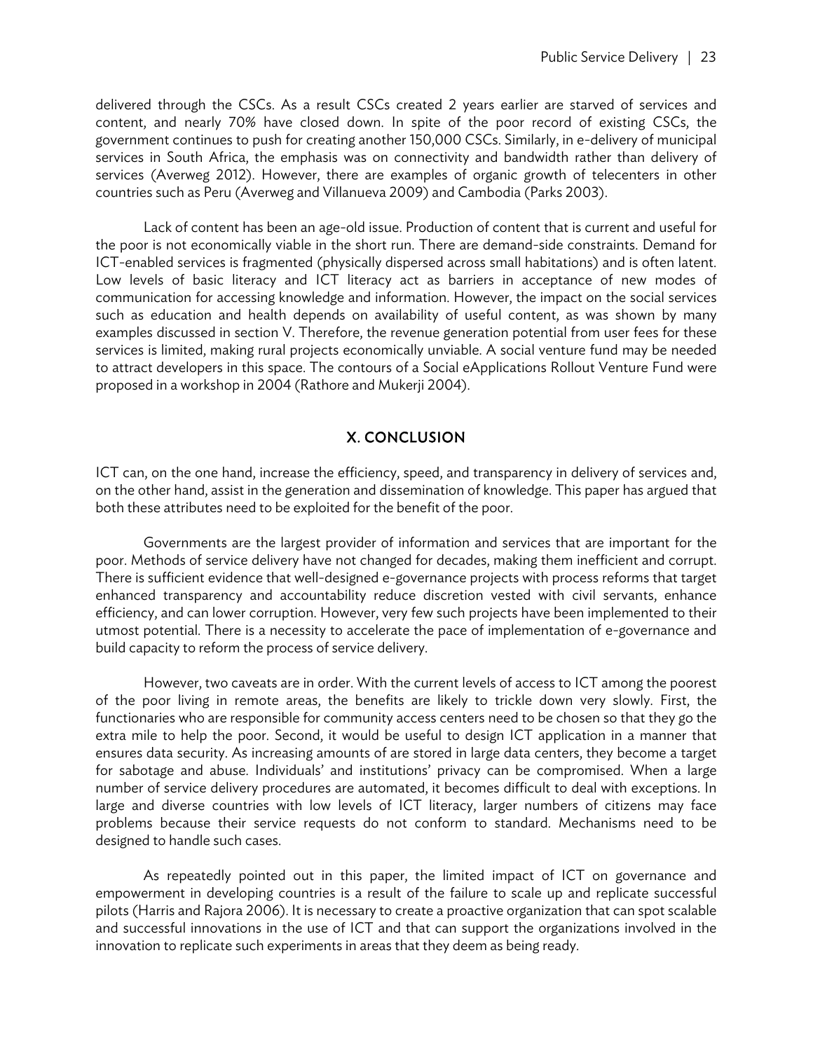delivered through the CSCs. As a result CSCs created 2 years earlier are starved of services and content, and nearly 70% have closed down. In spite of the poor record of existing CSCs, the government continues to push for creating another 150,000 CSCs. Similarly, in e-delivery of municipal services in South Africa, the emphasis was on connectivity and bandwidth rather than delivery of services (Averweg 2012). However, there are examples of organic growth of telecenters in other countries such as Peru (Averweg and Villanueva 2009) and Cambodia (Parks 2003).

Lack of content has been an age-old issue. Production of content that is current and useful for the poor is not economically viable in the short run. There are demand-side constraints. Demand for ICT-enabled services is fragmented (physically dispersed across small habitations) and is often latent. Low levels of basic literacy and ICT literacy act as barriers in acceptance of new modes of communication for accessing knowledge and information. However, the impact on the social services such as education and health depends on availability of useful content, as was shown by many examples discussed in section V. Therefore, the revenue generation potential from user fees for these services is limited, making rural projects economically unviable. A social venture fund may be needed to attract developers in this space. The contours of a Social eApplications Rollout Venture Fund were proposed in a workshop in 2004 (Rathore and Mukerji 2004).

## X. CONCLUSION

ICT can, on the one hand, increase the efficiency, speed, and transparency in delivery of services and, on the other hand, assist in the generation and dissemination of knowledge. This paper has argued that both these attributes need to be exploited for the benefit of the poor.

Governments are the largest provider of information and services that are important for the poor. Methods of service delivery have not changed for decades, making them inefficient and corrupt. There is sufficient evidence that well-designed e-governance projects with process reforms that target enhanced transparency and accountability reduce discretion vested with civil servants, enhance efficiency, and can lower corruption. However, very few such projects have been implemented to their utmost potential. There is a necessity to accelerate the pace of implementation of e-governance and build capacity to reform the process of service delivery.

However, two caveats are in order. With the current levels of access to ICT among the poorest of the poor living in remote areas, the benefits are likely to trickle down very slowly. First, the functionaries who are responsible for community access centers need to be chosen so that they go the extra mile to help the poor. Second, it would be useful to design ICT application in a manner that ensures data security. As increasing amounts of are stored in large data centers, they become a target for sabotage and abuse. Individuals' and institutions' privacy can be compromised. When a large number of service delivery procedures are automated, it becomes difficult to deal with exceptions. In large and diverse countries with low levels of ICT literacy, larger numbers of citizens may face problems because their service requests do not conform to standard. Mechanisms need to be designed to handle such cases.

As repeatedly pointed out in this paper, the limited impact of ICT on governance and empowerment in developing countries is a result of the failure to scale up and replicate successful pilots (Harris and Rajora 2006). It is necessary to create a proactive organization that can spot scalable and successful innovations in the use of ICT and that can support the organizations involved in the innovation to replicate such experiments in areas that they deem as being ready.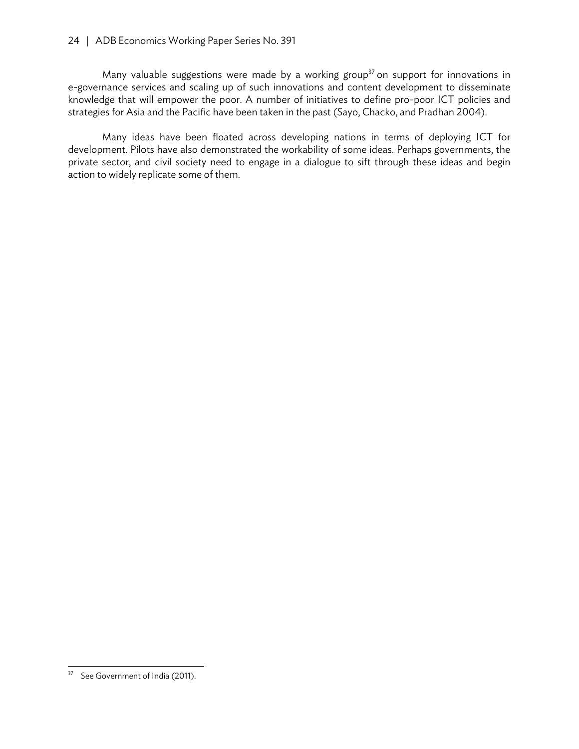Many valuable suggestions were made by a working group[37] on support for innovations in e-governance services and scaling up of such innovations and content development to disseminate knowledge that will empower the poor. A number of initiatives to define pro-poor ICT policies and strategies for Asia and the Pacific have been taken in the past (Sayo, Chacko, and Pradhan 2004).

Many ideas have been floated across developing nations in terms of deploying ICT for development. Pilots have also demonstrated the workability of some ideas. Perhaps governments, the private sector, and civil society need to engage in a dialogue to sift through these ideas and begin action to widely replicate some of them.

---

[37] See Government of India (2011).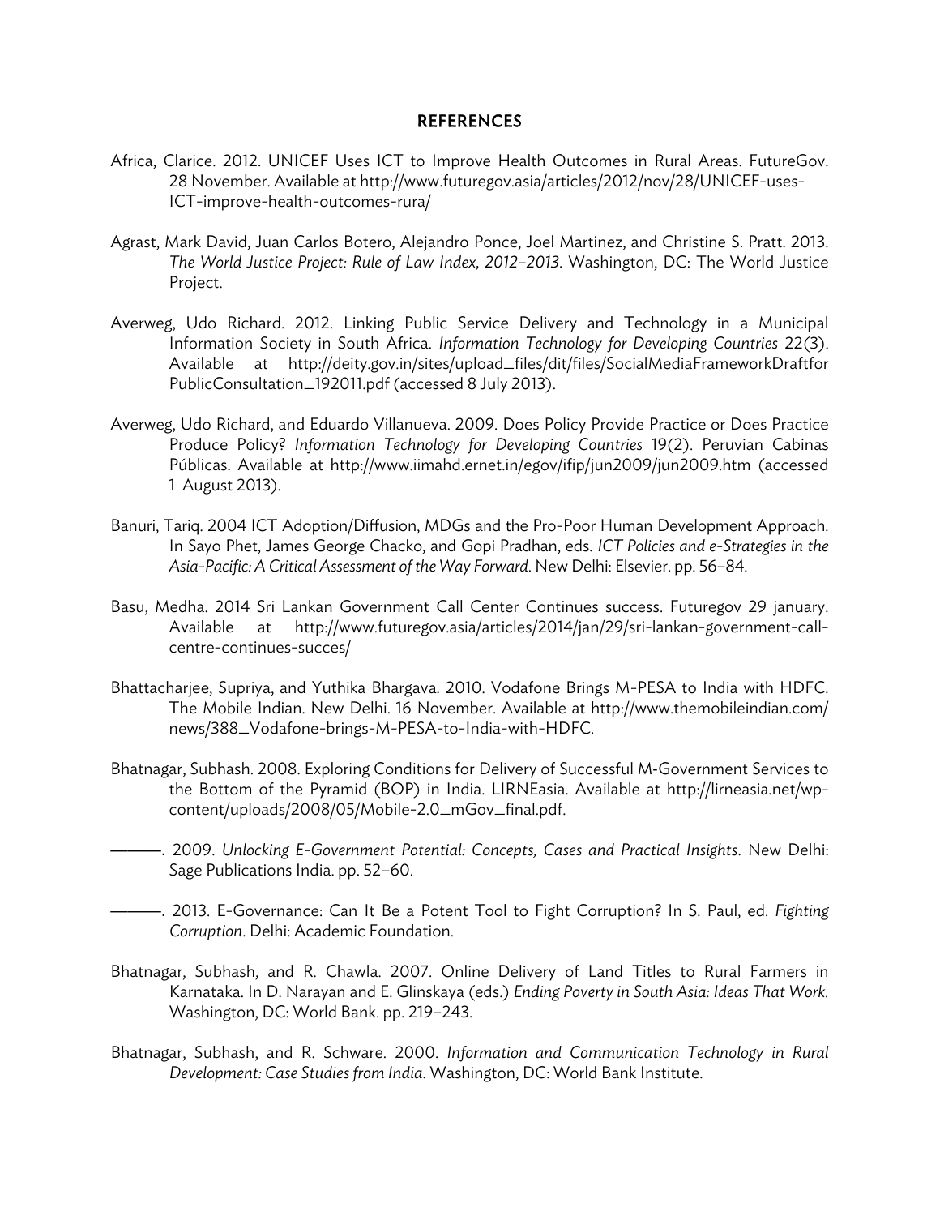# REFERENCES

Africa, Clarice. 2012. UNICEF Uses ICT to Improve Health Outcomes in Rural Areas. FutureGov. 28 November. Available at http://www.futuregov.asia/articles/2012/nov/28/UNICEF-uses-ICT-improve-health-outcomes-rura/

Agrast, Mark David, Juan Carlos Botero, Alejandro Ponce, Joel Martinez, and Christine S. Pratt. 2013. *The World Justice Project: Rule of Law Index, 2012–2013*. Washington, DC: The World Justice Project.

Averweg, Udo Richard. 2012. Linking Public Service Delivery and Technology in a Municipal Information Society in South Africa. *Information Technology for Developing Countries* 22(3). Available at http://deity.gov.in/sites/upload_files/dit/files/SocialMediaFrameworkDraftforPublicConsultation_192011.pdf (accessed 8 July 2013).

Averweg, Udo Richard, and Eduardo Villanueva. 2009. Does Policy Provide Practice or Does Practice Produce Policy? *Information Technology for Developing Countries* 19(2). Peruvian Cabinas Públicas. Available at http://www.iimahd.ernet.in/egov/ifip/jun2009/jun2009.htm (accessed 1 August 2013).

Banuri, Tariq. 2004 ICT Adoption/Diffusion, MDGs and the Pro-Poor Human Development Approach. In Sayo Phet, James George Chacko, and Gopi Pradhan, eds. *ICT Policies and e-Strategies in the Asia-Pacific: A Critical Assessment of the Way Forward*. New Delhi: Elsevier. pp. 56–84.

Basu, Medha. 2014 Sri Lankan Government Call Center Continues success. Futuregov 29 january. Available at http://www.futuregov.asia/articles/2014/jan/29/sri-lankan-government-call-centre-continues-succes/

Bhattacharjee, Supriya, and Yuthika Bhargava. 2010. Vodafone Brings M-PESA to India with HDFC. The Mobile Indian. New Delhi. 16 November. Available at http://www.themobileindian.com/news/388_Vodafone-brings-M-PESA-to-India-with-HDFC.

Bhatnagar, Subhash. 2008. Exploring Conditions for Delivery of Successful M-Government Services to the Bottom of the Pyramid (BOP) in India. LIRNEasia. Available at http://lirneasia.net/wp-content/uploads/2008/05/Mobile-2.0_mGov_final.pdf.

———. 2009. *Unlocking E-Government Potential: Concepts, Cases and Practical Insights*. New Delhi: Sage Publications India. pp. 52–60.

———. 2013. E-Governance: Can It Be a Potent Tool to Fight Corruption? In S. Paul, ed. *Fighting Corruption*. Delhi: Academic Foundation.

Bhatnagar, Subhash, and R. Chawla. 2007. Online Delivery of Land Titles to Rural Farmers in Karnataka. In D. Narayan and E. Glinskaya (eds.) *Ending Poverty in South Asia: Ideas That Work.* Washington, DC: World Bank. pp. 219–243.

Bhatnagar, Subhash, and R. Schware. 2000. *Information and Communication Technology in Rural Development: Case Studies from India.* Washington, DC: World Bank Institute.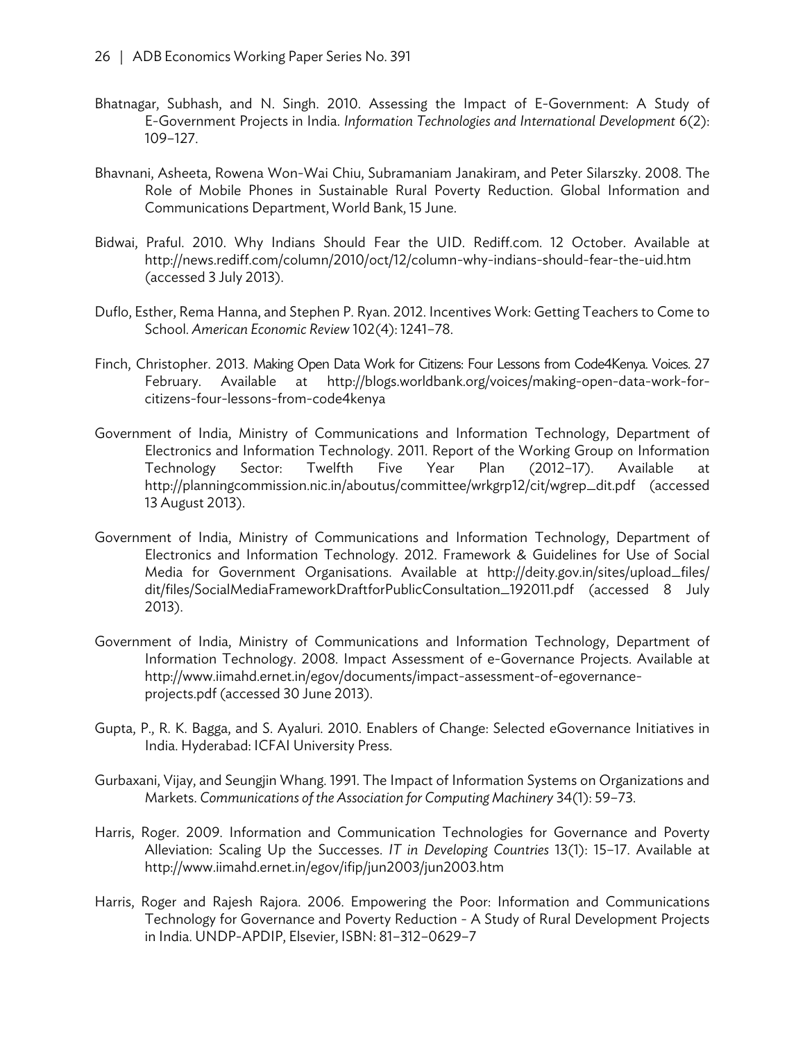Bhatnagar, Subhash, and N. Singh. 2010. Assessing the Impact of E-Government: A Study of E-Government Projects in India. *Information Technologies and International Development* 6(2): 109–127.

Bhavnani, Asheeta, Rowena Won-Wai Chiu, Subramaniam Janakiram, and Peter Silarszky. 2008. The Role of Mobile Phones in Sustainable Rural Poverty Reduction. Global Information and Communications Department, World Bank, 15 June.

Bidwai, Praful. 2010. Why Indians Should Fear the UID. Rediff.com. 12 October. Available at http://news.rediff.com/column/2010/oct/12/column-why-indians-should-fear-the-uid.htm (accessed 3 July 2013).

Duflo, Esther, Rema Hanna, and Stephen P. Ryan. 2012. Incentives Work: Getting Teachers to Come to School. *American Economic Review* 102(4): 1241–78.

Finch, Christopher. 2013. Making Open Data Work for Citizens: Four Lessons from Code4Kenya. Voices. 27 February. Available at http://blogs.worldbank.org/voices/making-open-data-work-for-citizens-four-lessons-from-code4kenya

Government of India, Ministry of Communications and Information Technology, Department of Electronics and Information Technology. 2011. Report of the Working Group on Information Technology Sector: Twelfth Five Year Plan (2012–17). Available at http://planningcommission.nic.in/aboutus/committee/wrkgrp12/cit/wgrep_dit.pdf (accessed 13 August 2013).

Government of India, Ministry of Communications and Information Technology, Department of Electronics and Information Technology. 2012. Framework & Guidelines for Use of Social Media for Government Organisations. Available at http://deity.gov.in/sites/upload_files/dit/files/SocialMediaFrameworkDraftforPublicConsultation_192011.pdf (accessed 8 July 2013).

Government of India, Ministry of Communications and Information Technology, Department of Information Technology. 2008. Impact Assessment of e-Governance Projects. Available at http://www.iimahd.ernet.in/egov/documents/impact-assessment-of-egovernance-projects.pdf (accessed 30 June 2013).

Gupta, P., R. K. Bagga, and S. Ayaluri. 2010. Enablers of Change: Selected eGovernance Initiatives in India. Hyderabad: ICFAI University Press.

Gurbaxani, Vijay, and Seungjin Whang. 1991. The Impact of Information Systems on Organizations and Markets. *Communications of the Association for Computing Machinery* 34(1): 59–73.

Harris, Roger. 2009. Information and Communication Technologies for Governance and Poverty Alleviation: Scaling Up the Successes. *IT in Developing Countries* 13(1): 15–17. Available at http://www.iimahd.ernet.in/egov/ifip/jun2003/jun2003.htm

Harris, Roger and Rajesh Rajora. 2006. Empowering the Poor: Information and Communications Technology for Governance and Poverty Reduction - A Study of Rural Development Projects in India. UNDP-APDIP, Elsevier, ISBN: 81–312–0629–7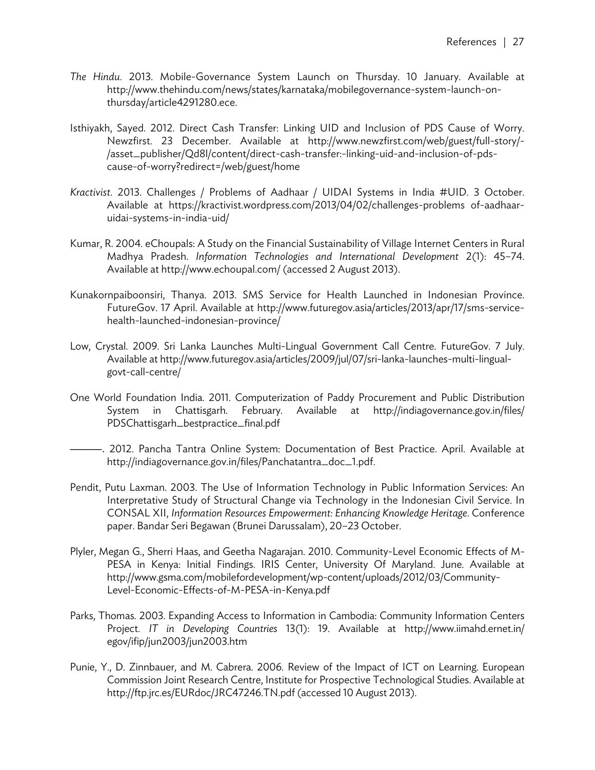*The Hindu*. 2013. Mobile-Governance System Launch on Thursday. 10 January. Available at http://www.thehindu.com/news/states/karnataka/mobilegovernance-system-launch-on-thursday/article4291280.ece.

Isthiyakh, Sayed. 2012. Direct Cash Transfer: Linking UID and Inclusion of PDS Cause of Worry. Newzfirst. 23 December. Available at http://www.newzfirst.com/web/guest/full-story/-/asset_publisher/Qd8l/content/direct-cash-transfer:-linking-uid-and-inclusion-of-pds-cause-of-worry?redirect=/web/guest/home

*Kractivist*. 2013. Challenges / Problems of Aadhaar / UIDAI Systems in India #UID. 3 October. Available at https://kractivist.wordpress.com/2013/04/02/challenges-problems of-aadhaar-uidai-systems-in-india-uid/

Kumar, R. 2004. eChoupals: A Study on the Financial Sustainability of Village Internet Centers in Rural Madhya Pradesh. *Information Technologies and International Development* 2(1): 45–74. Available at http://www.echoupal.com/ (accessed 2 August 2013).

Kunakornpaiboonsiri, Thanya. 2013. SMS Service for Health Launched in Indonesian Province. FutureGov. 17 April. Available at http://www.futuregov.asia/articles/2013/apr/17/sms-service-health-launched-indonesian-province/

Low, Crystal. 2009. Sri Lanka Launches Multi-Lingual Government Call Centre. FutureGov. 7 July. Available at http://www.futuregov.asia/articles/2009/jul/07/sri-lanka-launches-multi-lingual-govt-call-centre/

One World Foundation India. 2011. Computerization of Paddy Procurement and Public Distribution System in Chattisgarh. February. Available at http://indiagovernance.gov.in/files/PDSChattisgarh_bestpractice_final.pdf

———. 2012. Pancha Tantra Online System: Documentation of Best Practice. April. Available at http://indiagovernance.gov.in/files/Panchatantra_doc_1.pdf.

Pendit, Putu Laxman. 2003. The Use of Information Technology in Public Information Services: An Interpretative Study of Structural Change via Technology in the Indonesian Civil Service. In CONSAL XII, *Information Resources Empowerment: Enhancing Knowledge Heritage*. Conference paper. Bandar Seri Begawan (Brunei Darussalam), 20–23 October.

Plyler, Megan G., Sherri Haas, and Geetha Nagarajan. 2010. Community-Level Economic Effects of M-PESA in Kenya: Initial Findings. IRIS Center, University Of Maryland. June. Available at http://www.gsma.com/mobilefordevelopment/wp-content/uploads/2012/03/Community-Level-Economic-Effects-of-M-PESA-in-Kenya.pdf

Parks, Thomas. 2003. Expanding Access to Information in Cambodia: Community Information Centers Project. *IT in Developing Countries* 13(1): 19. Available at http://www.iimahd.ernet.in/egov/ifip/jun2003/jun2003.htm

Punie, Y., D. Zinnbauer, and M. Cabrera. 2006. Review of the Impact of ICT on Learning. European Commission Joint Research Centre, Institute for Prospective Technological Studies. Available at http://ftp.jrc.es/EURdoc/JRC47246.TN.pdf (accessed 10 August 2013).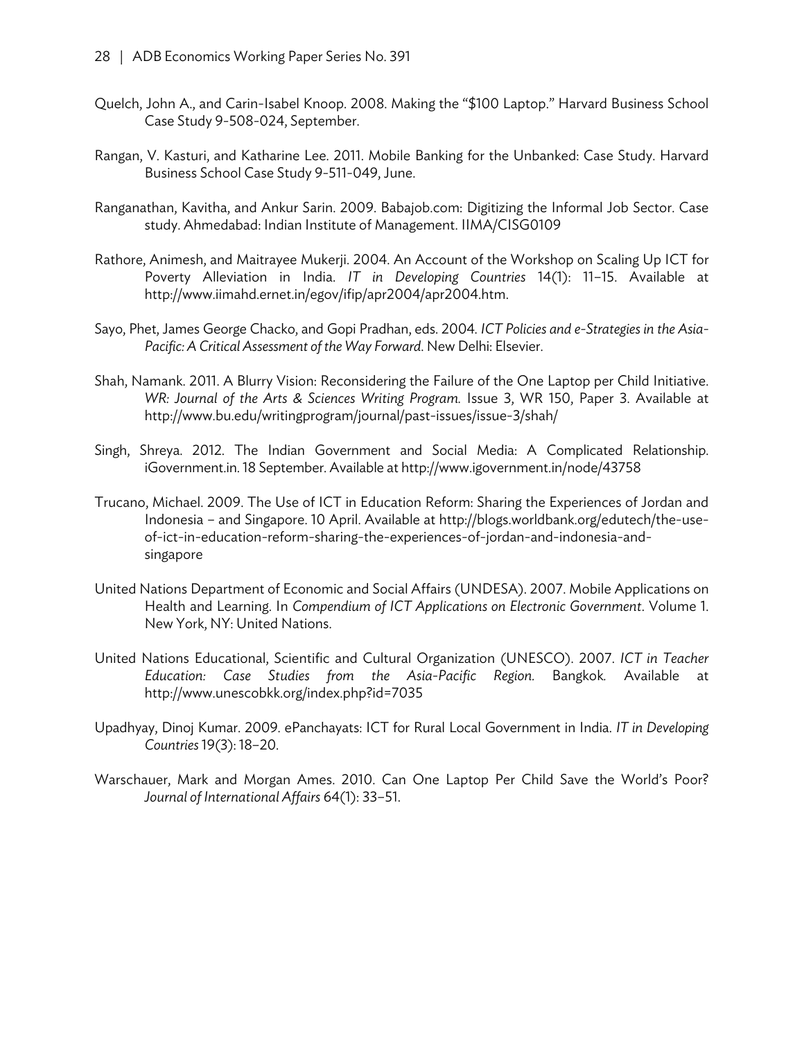Quelch, John A., and Carin-Isabel Knoop. 2008. Making the "$100 Laptop." Harvard Business School Case Study 9-508-024, September.

Rangan, V. Kasturi, and Katharine Lee. 2011. Mobile Banking for the Unbanked: Case Study. Harvard Business School Case Study 9-511-049, June.

Ranganathan, Kavitha, and Ankur Sarin. 2009. Babajob.com: Digitizing the Informal Job Sector. Case study. Ahmedabad: Indian Institute of Management. IIMA/CISG0109

Rathore, Animesh, and Maitrayee Mukerji. 2004. An Account of the Workshop on Scaling Up ICT for Poverty Alleviation in India. *IT in Developing Countries* 14(1): 11–15. Available at http://www.iimahd.ernet.in/egov/ifip/apr2004/apr2004.htm.

Sayo, Phet, James George Chacko, and Gopi Pradhan, eds. 2004. *ICT Policies and e-Strategies in the Asia-Pacific: A Critical Assessment of the Way Forward*. New Delhi: Elsevier.

Shah, Namank. 2011. A Blurry Vision: Reconsidering the Failure of the One Laptop per Child Initiative. *WR: Journal of the Arts & Sciences Writing Program.* Issue 3, WR 150, Paper 3. Available at http://www.bu.edu/writingprogram/journal/past-issues/issue-3/shah/

Singh, Shreya. 2012. The Indian Government and Social Media: A Complicated Relationship. iGovernment.in. 18 September. Available at http://www.igovernment.in/node/43758

Trucano, Michael. 2009. The Use of ICT in Education Reform: Sharing the Experiences of Jordan and Indonesia – and Singapore. 10 April. Available at http://blogs.worldbank.org/edutech/the-use-of-ict-in-education-reform-sharing-the-experiences-of-jordan-and-indonesia-and-singapore

United Nations Department of Economic and Social Affairs (UNDESA). 2007. Mobile Applications on Health and Learning. In *Compendium of ICT Applications on Electronic Government*. Volume 1. New York, NY: United Nations.

United Nations Educational, Scientific and Cultural Organization (UNESCO). 2007. *ICT in Teacher Education: Case Studies from the Asia-Pacific Region.* Bangkok. Available at http://www.unescobkk.org/index.php?id=7035

Upadhyay, Dinoj Kumar. 2009. ePanchayats: ICT for Rural Local Government in India. *IT in Developing Countries* 19(3): 18–20.

Warschauer, Mark and Morgan Ames. 2010. Can One Laptop Per Child Save the World's Poor? *Journal of International Affairs* 64(1): 33–51.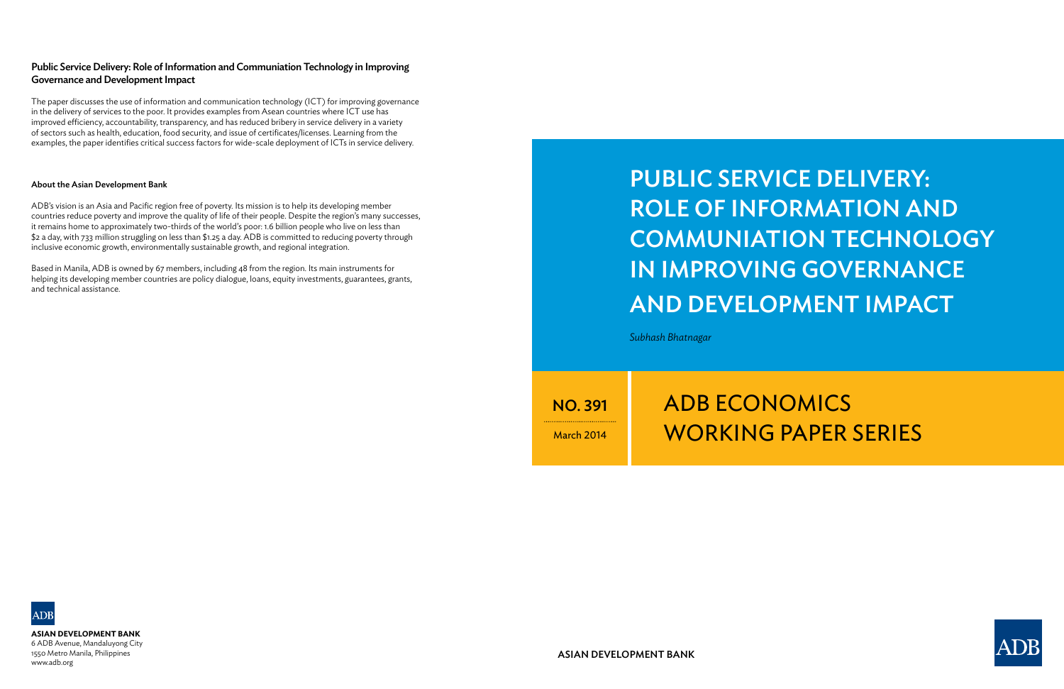## Public Service Delivery: Role of Information and Communiation Technology in Improving Governance and Development Impact

The paper discusses the use of information and communication technology (ICT) for improving governance in the delivery of services to the poor. It provides examples from Asean countries where ICT use has improved efficiency, accountability, transparency, and has reduced bribery in service delivery in a variety of sectors such as health, education, food security, and issue of certificates/licenses. Learning from the examples, the paper identifies critical success factors for wide-scale deployment of ICTs in service delivery.

### About the Asian Development Bank

ADB's vision is an Asia and Pacific region free of poverty. Its mission is to help its developing member countries reduce poverty and improve the quality of life of their people. Despite the region's many successes, it remains home to approximately two-thirds of the world's poor: 1.6 billion people who live on less than $2 a day, with 733 million struggling on less than $1.25 a day. ADB is committed to reducing poverty through inclusive economic growth, environmentally sustainable growth, and regional integration.

Based in Manila, ADB is owned by 67 members, including 48 from the region. Its main instruments for helping its developing member countries are policy dialogue, loans, equity investments, guarantees, grants, and technical assistance.

# PUBLIC SERVICE DELIVERY: ROLE OF INFORMATION AND COMMUNIATION TECHNOLOGY IN IMPROVING GOVERNANCE AND DEVELOPMENT IMPACT

*Subhash Bhatnagar*

**NO. 391**

March 2014

## ADB ECONOMICS WORKING PAPER SERIES

**ASIAN DEVELOPMENT BANK**
6 ADB Avenue, Mandaluyong City
1550 Metro Manila, Philippines
www.adb.org

**ASIAN DEVELOPMENT BANK**